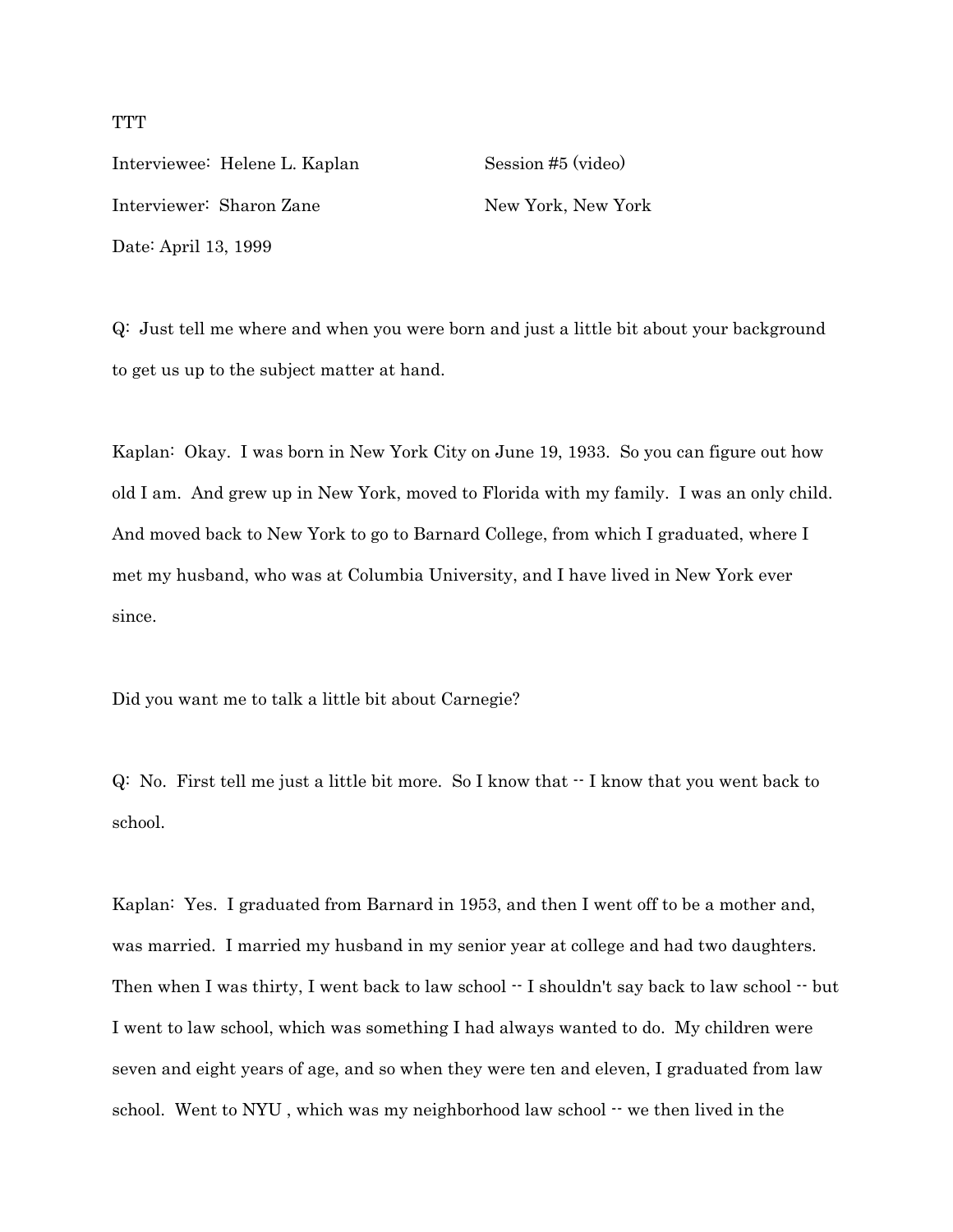TTT

Interviewee: Helene L. Kaplan　　　　　　Session #5 (video)

Interviewer: Sharon Zane　　　　　　　　New York, New York

Date: April 13, 1999

Q: Just tell me where and when you were born and just a little bit about your background to get us up to the subject matter at hand.

Kaplan: Okay. I was born in New York City on June 19, 1933. So you can figure out how old I am. And grew up in New York, moved to Florida with my family. I was an only child. And moved back to New York to go to Barnard College, from which I graduated, where I met my husband, who was at Columbia University, and I have lived in New York ever since.

Did you want me to talk a little bit about Carnegie?

Q: No. First tell me just a little bit more. So I know that -- I know that you went back to school.

Kaplan: Yes. I graduated from Barnard in 1953, and then I went off to be a mother and, was married. I married my husband in my senior year at college and had two daughters. Then when I was thirty, I went back to law school -- I shouldn't say back to law school -- but I went to law school, which was something I had always wanted to do. My children were seven and eight years of age, and so when they were ten and eleven, I graduated from law school. Went to NYU , which was my neighborhood law school -- we then lived in the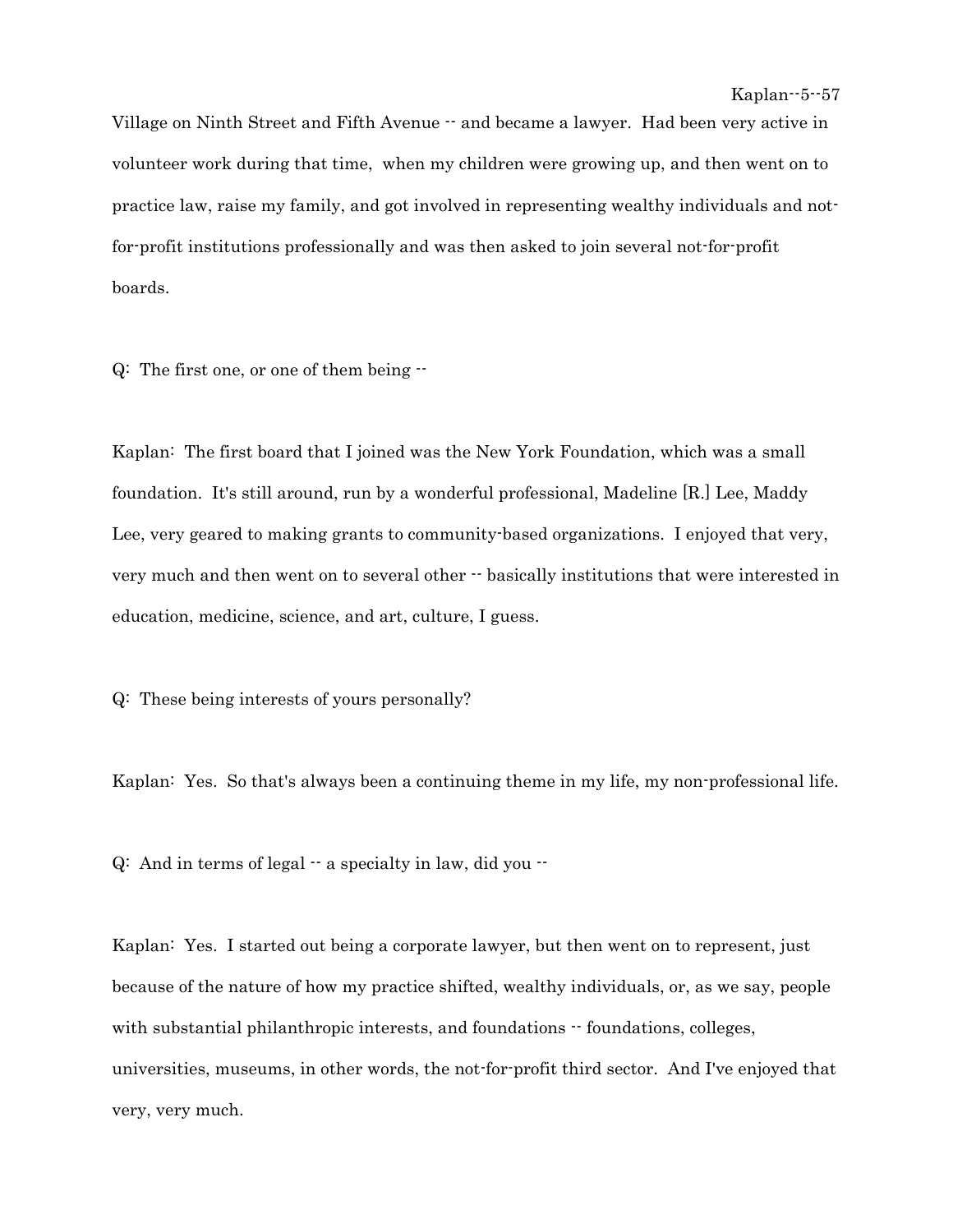Village on Ninth Street and Fifth Avenue -- and became a lawyer. Had been very active in volunteer work during that time, when my children were growing up, and then went on to practice law, raise my family, and got involved in representing wealthy individuals and not-for-profit institutions professionally and was then asked to join several not-for-profit boards.

Q: The first one, or one of them being --

Kaplan: The first board that I joined was the New York Foundation, which was a small foundation. It's still around, run by a wonderful professional, Madeline [R.] Lee, Maddy Lee, very geared to making grants to community-based organizations. I enjoyed that very, very much and then went on to several other -- basically institutions that were interested in education, medicine, science, and art, culture, I guess.

Q: These being interests of yours personally?

Kaplan: Yes. So that's always been a continuing theme in my life, my non-professional life.

Q: And in terms of legal -- a specialty in law, did you --

Kaplan: Yes. I started out being a corporate lawyer, but then went on to represent, just because of the nature of how my practice shifted, wealthy individuals, or, as we say, people with substantial philanthropic interests, and foundations -- foundations, colleges, universities, museums, in other words, the not-for-profit third sector. And I've enjoyed that very, very much.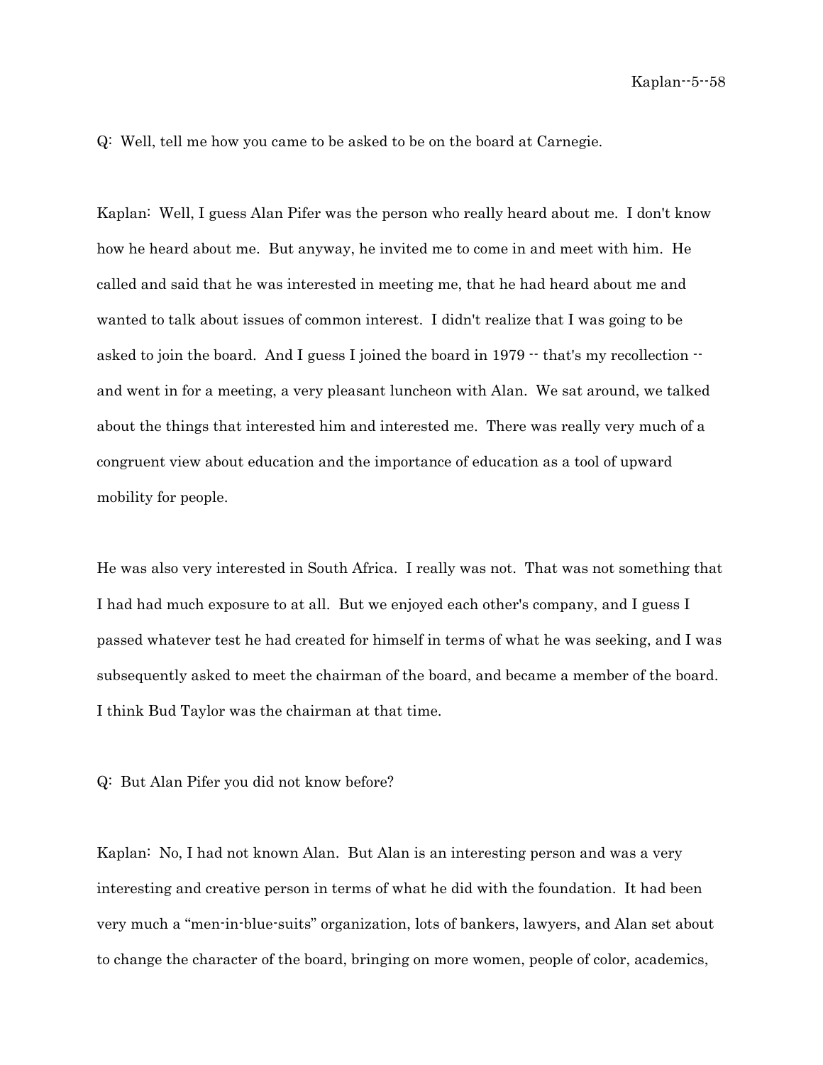Q: Well, tell me how you came to be asked to be on the board at Carnegie.

Kaplan: Well, I guess Alan Pifer was the person who really heard about me. I don't know how he heard about me. But anyway, he invited me to come in and meet with him. He called and said that he was interested in meeting me, that he had heard about me and wanted to talk about issues of common interest. I didn't realize that I was going to be asked to join the board. And I guess I joined the board in 1979 -- that's my recollection -- and went in for a meeting, a very pleasant luncheon with Alan. We sat around, we talked about the things that interested him and interested me. There was really very much of a congruent view about education and the importance of education as a tool of upward mobility for people.

He was also very interested in South Africa. I really was not. That was not something that I had had much exposure to at all. But we enjoyed each other's company, and I guess I passed whatever test he had created for himself in terms of what he was seeking, and I was subsequently asked to meet the chairman of the board, and became a member of the board. I think Bud Taylor was the chairman at that time.

Q: But Alan Pifer you did not know before?

Kaplan: No, I had not known Alan. But Alan is an interesting person and was a very interesting and creative person in terms of what he did with the foundation. It had been very much a "men-in-blue-suits" organization, lots of bankers, lawyers, and Alan set about to change the character of the board, bringing on more women, people of color, academics,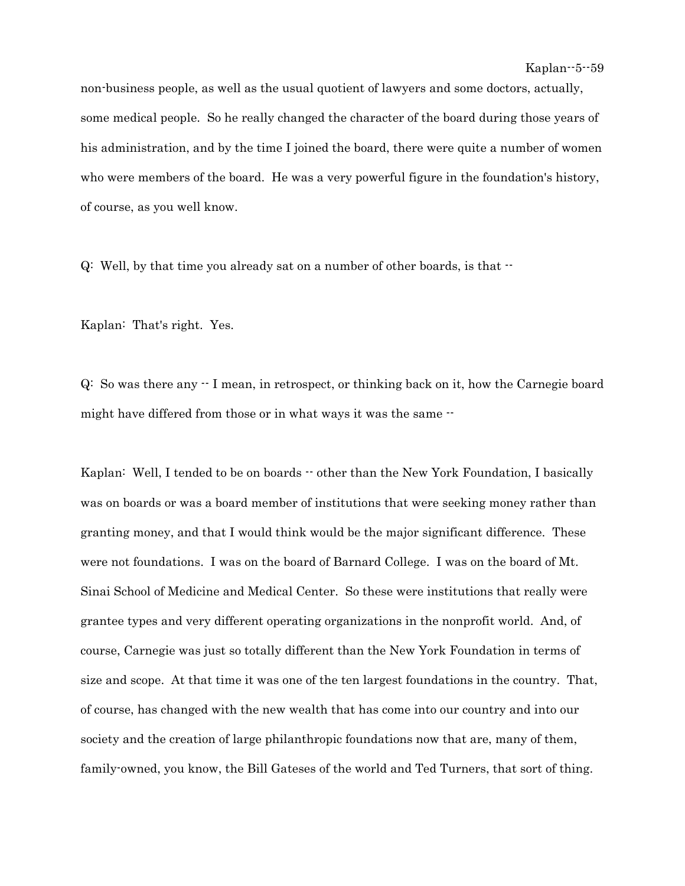non-business people, as well as the usual quotient of lawyers and some doctors, actually, some medical people. So he really changed the character of the board during those years of his administration, and by the time I joined the board, there were quite a number of women who were members of the board. He was a very powerful figure in the foundation's history, of course, as you well know.

Q: Well, by that time you already sat on a number of other boards, is that --

Kaplan: That's right. Yes.

Q: So was there any -- I mean, in retrospect, or thinking back on it, how the Carnegie board might have differed from those or in what ways it was the same --

Kaplan: Well, I tended to be on boards -- other than the New York Foundation, I basically was on boards or was a board member of institutions that were seeking money rather than granting money, and that I would think would be the major significant difference. These were not foundations. I was on the board of Barnard College. I was on the board of Mt. Sinai School of Medicine and Medical Center. So these were institutions that really were grantee types and very different operating organizations in the nonprofit world. And, of course, Carnegie was just so totally different than the New York Foundation in terms of size and scope. At that time it was one of the ten largest foundations in the country. That, of course, has changed with the new wealth that has come into our country and into our society and the creation of large philanthropic foundations now that are, many of them, family-owned, you know, the Bill Gateses of the world and Ted Turners, that sort of thing.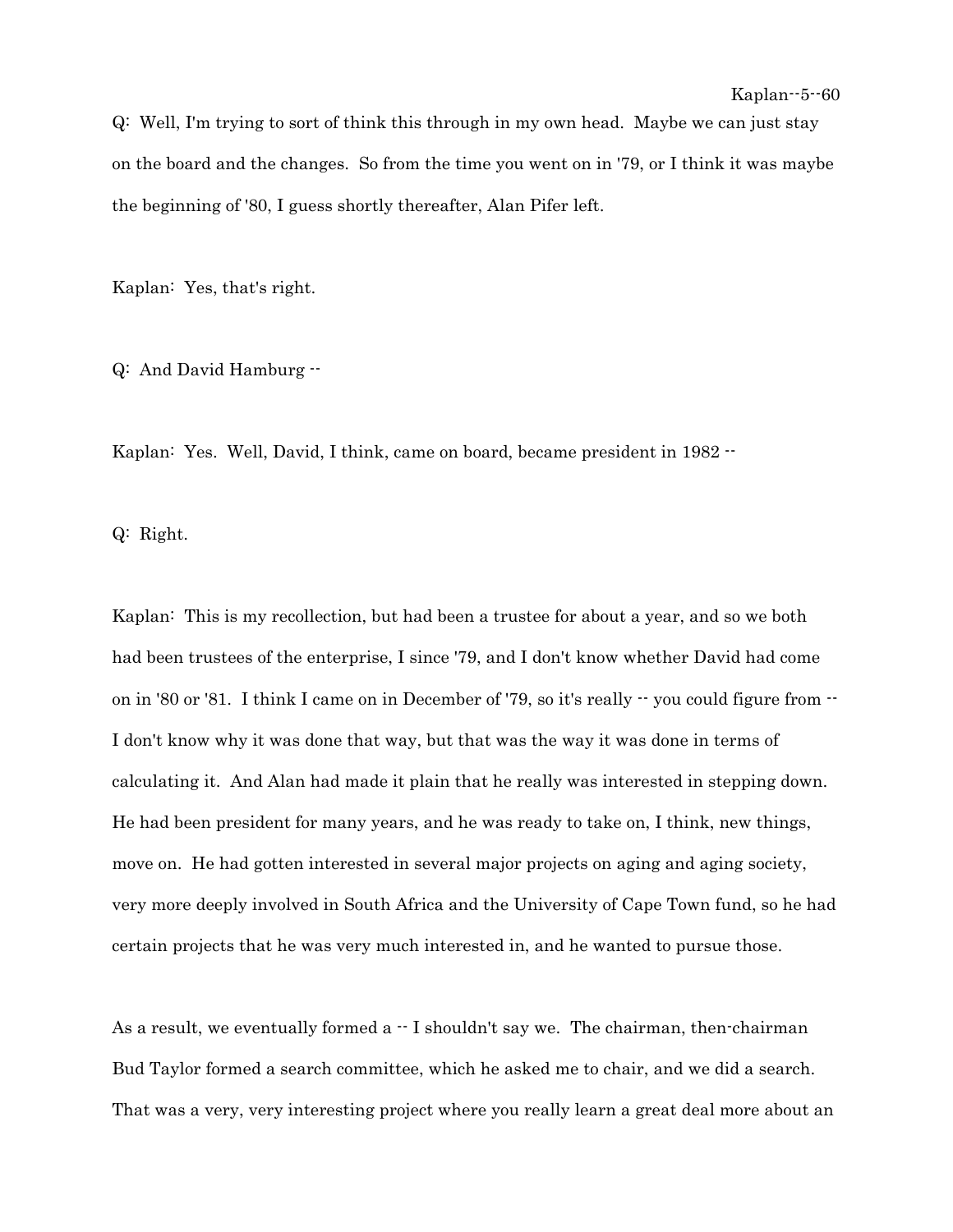Q: Well, I'm trying to sort of think this through in my own head. Maybe we can just stay on the board and the changes. So from the time you went on in '79, or I think it was maybe the beginning of '80, I guess shortly thereafter, Alan Pifer left.

Kaplan: Yes, that's right.

Q: And David Hamburg --

Kaplan: Yes. Well, David, I think, came on board, became president in 1982 --

Q: Right.

Kaplan: This is my recollection, but had been a trustee for about a year, and so we both had been trustees of the enterprise, I since '79, and I don't know whether David had come on in '80 or '81. I think I came on in December of '79, so it's really -- you could figure from -- I don't know why it was done that way, but that was the way it was done in terms of calculating it. And Alan had made it plain that he really was interested in stepping down. He had been president for many years, and he was ready to take on, I think, new things, move on. He had gotten interested in several major projects on aging and aging society, very more deeply involved in South Africa and the University of Cape Town fund, so he had certain projects that he was very much interested in, and he wanted to pursue those.

As a result, we eventually formed a -- I shouldn't say we. The chairman, then-chairman Bud Taylor formed a search committee, which he asked me to chair, and we did a search. That was a very, very interesting project where you really learn a great deal more about an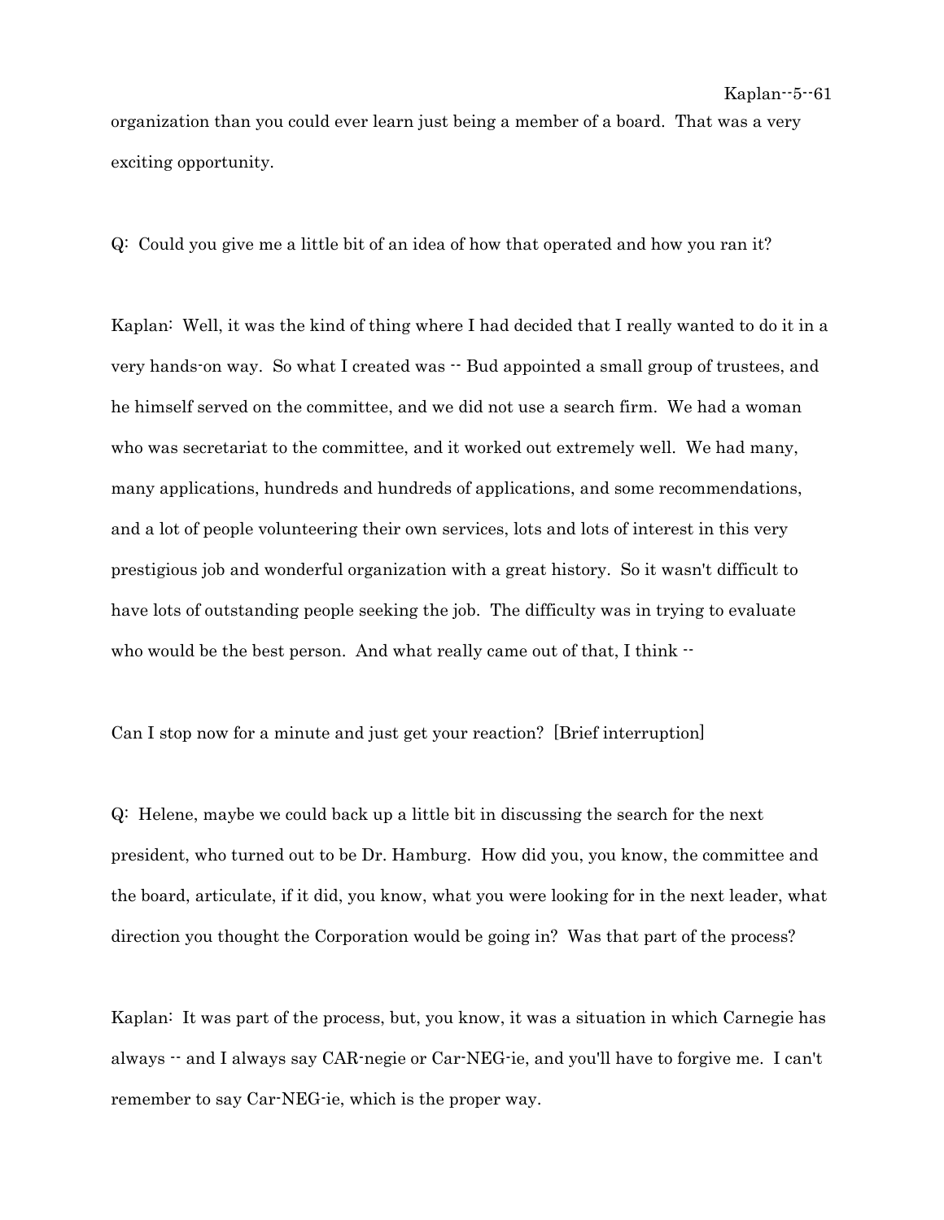organization than you could ever learn just being a member of a board. That was a very exciting opportunity.

Q: Could you give me a little bit of an idea of how that operated and how you ran it?

Kaplan: Well, it was the kind of thing where I had decided that I really wanted to do it in a very hands-on way. So what I created was -- Bud appointed a small group of trustees, and he himself served on the committee, and we did not use a search firm. We had a woman who was secretariat to the committee, and it worked out extremely well. We had many, many applications, hundreds and hundreds of applications, and some recommendations, and a lot of people volunteering their own services, lots and lots of interest in this very prestigious job and wonderful organization with a great history. So it wasn't difficult to have lots of outstanding people seeking the job. The difficulty was in trying to evaluate who would be the best person. And what really came out of that, I think --

Can I stop now for a minute and just get your reaction? [Brief interruption]

Q: Helene, maybe we could back up a little bit in discussing the search for the next president, who turned out to be Dr. Hamburg. How did you, you know, the committee and the board, articulate, if it did, you know, what you were looking for in the next leader, what direction you thought the Corporation would be going in? Was that part of the process?

Kaplan: It was part of the process, but, you know, it was a situation in which Carnegie has always -- and I always say CAR-negie or Car-NEG-ie, and you'll have to forgive me. I can't remember to say Car-NEG-ie, which is the proper way.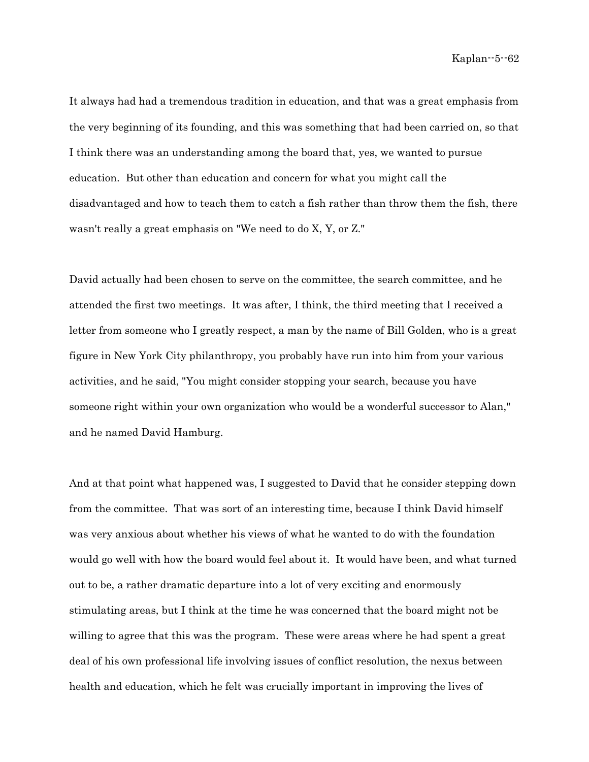It always had had a tremendous tradition in education, and that was a great emphasis from the very beginning of its founding, and this was something that had been carried on, so that I think there was an understanding among the board that, yes, we wanted to pursue education. But other than education and concern for what you might call the disadvantaged and how to teach them to catch a fish rather than throw them the fish, there wasn't really a great emphasis on "We need to do X, Y, or Z."

David actually had been chosen to serve on the committee, the search committee, and he attended the first two meetings. It was after, I think, the third meeting that I received a letter from someone who I greatly respect, a man by the name of Bill Golden, who is a great figure in New York City philanthropy, you probably have run into him from your various activities, and he said, "You might consider stopping your search, because you have someone right within your own organization who would be a wonderful successor to Alan," and he named David Hamburg.

And at that point what happened was, I suggested to David that he consider stepping down from the committee. That was sort of an interesting time, because I think David himself was very anxious about whether his views of what he wanted to do with the foundation would go well with how the board would feel about it. It would have been, and what turned out to be, a rather dramatic departure into a lot of very exciting and enormously stimulating areas, but I think at the time he was concerned that the board might not be willing to agree that this was the program. These were areas where he had spent a great deal of his own professional life involving issues of conflict resolution, the nexus between health and education, which he felt was crucially important in improving the lives of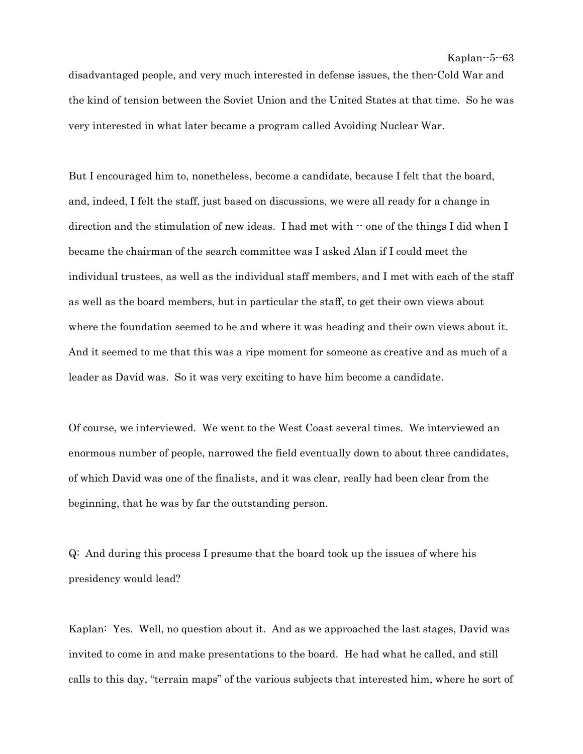disadvantaged people, and very much interested in defense issues, the then-Cold War and the kind of tension between the Soviet Union and the United States at that time. So he was very interested in what later became a program called Avoiding Nuclear War.

But I encouraged him to, nonetheless, become a candidate, because I felt that the board, and, indeed, I felt the staff, just based on discussions, we were all ready for a change in direction and the stimulation of new ideas. I had met with -- one of the things I did when I became the chairman of the search committee was I asked Alan if I could meet the individual trustees, as well as the individual staff members, and I met with each of the staff as well as the board members, but in particular the staff, to get their own views about where the foundation seemed to be and where it was heading and their own views about it. And it seemed to me that this was a ripe moment for someone as creative and as much of a leader as David was. So it was very exciting to have him become a candidate.

Of course, we interviewed. We went to the West Coast several times. We interviewed an enormous number of people, narrowed the field eventually down to about three candidates, of which David was one of the finalists, and it was clear, really had been clear from the beginning, that he was by far the outstanding person.

Q: And during this process I presume that the board took up the issues of where his presidency would lead?

Kaplan: Yes. Well, no question about it. And as we approached the last stages, David was invited to come in and make presentations to the board. He had what he called, and still calls to this day, "terrain maps" of the various subjects that interested him, where he sort of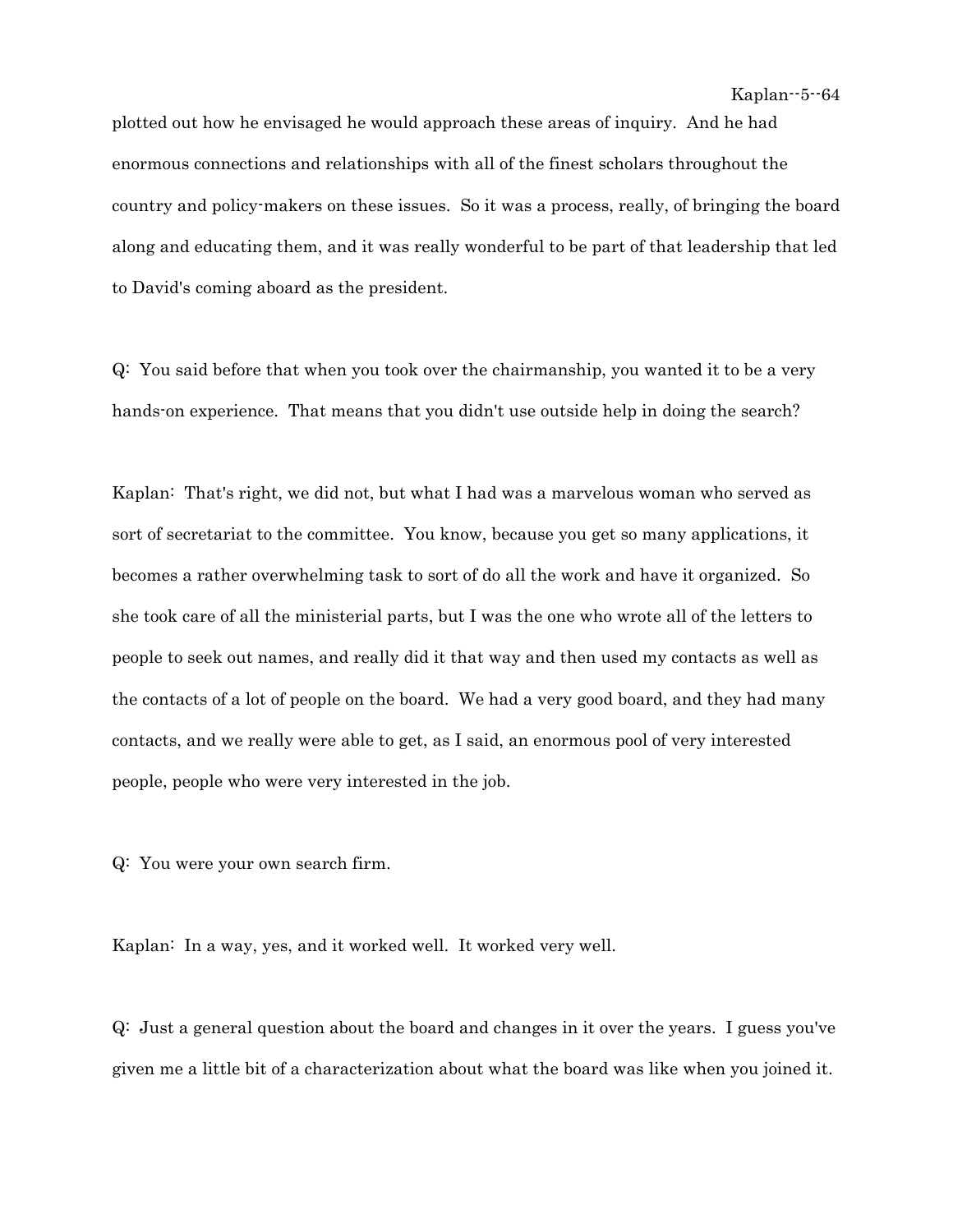plotted out how he envisaged he would approach these areas of inquiry. And he had enormous connections and relationships with all of the finest scholars throughout the country and policy-makers on these issues. So it was a process, really, of bringing the board along and educating them, and it was really wonderful to be part of that leadership that led to David's coming aboard as the president.

Q: You said before that when you took over the chairmanship, you wanted it to be a very hands-on experience. That means that you didn't use outside help in doing the search?

Kaplan: That's right, we did not, but what I had was a marvelous woman who served as sort of secretariat to the committee. You know, because you get so many applications, it becomes a rather overwhelming task to sort of do all the work and have it organized. So she took care of all the ministerial parts, but I was the one who wrote all of the letters to people to seek out names, and really did it that way and then used my contacts as well as the contacts of a lot of people on the board. We had a very good board, and they had many contacts, and we really were able to get, as I said, an enormous pool of very interested people, people who were very interested in the job.

Q: You were your own search firm.

Kaplan: In a way, yes, and it worked well. It worked very well.

Q: Just a general question about the board and changes in it over the years. I guess you've given me a little bit of a characterization about what the board was like when you joined it.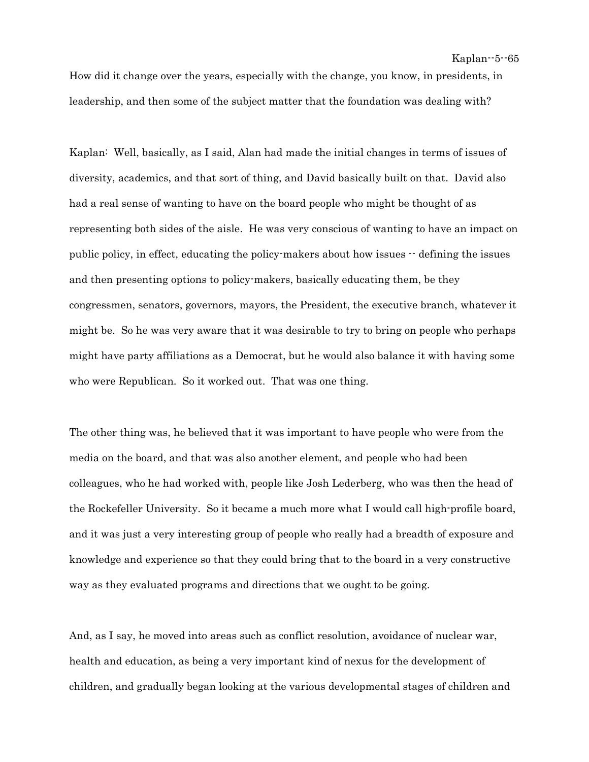How did it change over the years, especially with the change, you know, in presidents, in leadership, and then some of the subject matter that the foundation was dealing with?

Kaplan: Well, basically, as I said, Alan had made the initial changes in terms of issues of diversity, academics, and that sort of thing, and David basically built on that. David also had a real sense of wanting to have on the board people who might be thought of as representing both sides of the aisle. He was very conscious of wanting to have an impact on public policy, in effect, educating the policy-makers about how issues -- defining the issues and then presenting options to policy-makers, basically educating them, be they congressmen, senators, governors, mayors, the President, the executive branch, whatever it might be. So he was very aware that it was desirable to try to bring on people who perhaps might have party affiliations as a Democrat, but he would also balance it with having some who were Republican. So it worked out. That was one thing.

The other thing was, he believed that it was important to have people who were from the media on the board, and that was also another element, and people who had been colleagues, who he had worked with, people like Josh Lederberg, who was then the head of the Rockefeller University. So it became a much more what I would call high-profile board, and it was just a very interesting group of people who really had a breadth of exposure and knowledge and experience so that they could bring that to the board in a very constructive way as they evaluated programs and directions that we ought to be going.

And, as I say, he moved into areas such as conflict resolution, avoidance of nuclear war, health and education, as being a very important kind of nexus for the development of children, and gradually began looking at the various developmental stages of children and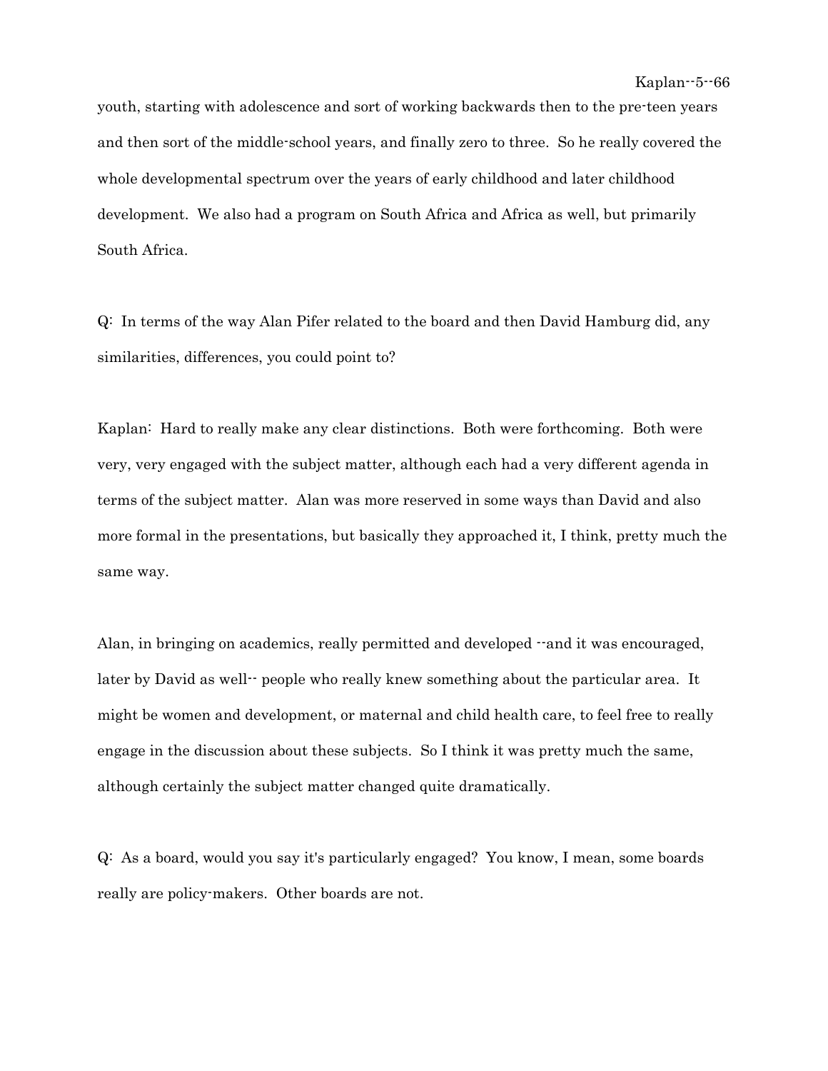youth, starting with adolescence and sort of working backwards then to the pre-teen years and then sort of the middle-school years, and finally zero to three. So he really covered the whole developmental spectrum over the years of early childhood and later childhood development. We also had a program on South Africa and Africa as well, but primarily South Africa.

Q: In terms of the way Alan Pifer related to the board and then David Hamburg did, any similarities, differences, you could point to?

Kaplan: Hard to really make any clear distinctions. Both were forthcoming. Both were very, very engaged with the subject matter, although each had a very different agenda in terms of the subject matter. Alan was more reserved in some ways than David and also more formal in the presentations, but basically they approached it, I think, pretty much the same way.

Alan, in bringing on academics, really permitted and developed --and it was encouraged, later by David as well-- people who really knew something about the particular area. It might be women and development, or maternal and child health care, to feel free to really engage in the discussion about these subjects. So I think it was pretty much the same, although certainly the subject matter changed quite dramatically.

Q: As a board, would you say it's particularly engaged? You know, I mean, some boards really are policy-makers. Other boards are not.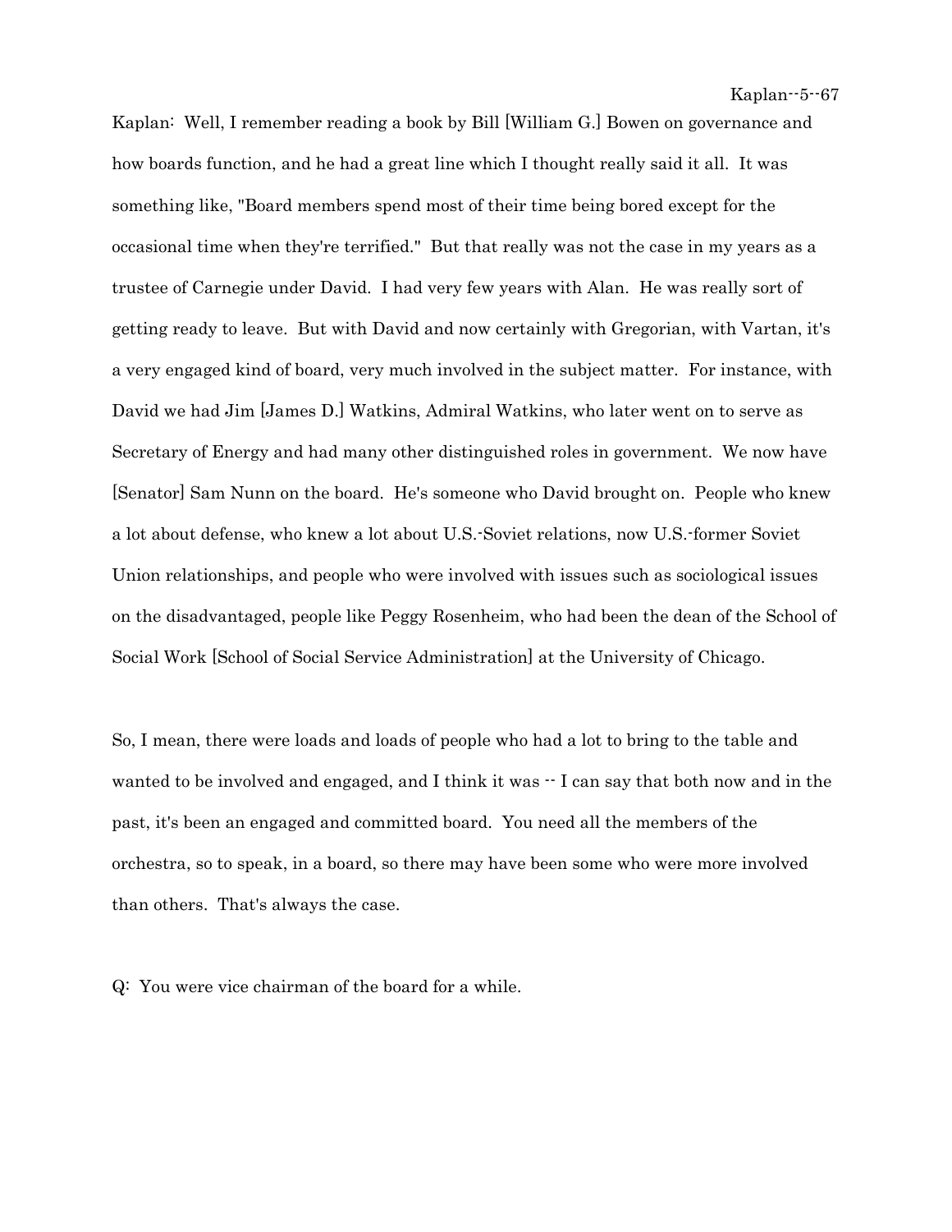Kaplan: Well, I remember reading a book by Bill [William G.] Bowen on governance and how boards function, and he had a great line which I thought really said it all. It was something like, "Board members spend most of their time being bored except for the occasional time when they're terrified." But that really was not the case in my years as a trustee of Carnegie under David. I had very few years with Alan. He was really sort of getting ready to leave. But with David and now certainly with Gregorian, with Vartan, it's a very engaged kind of board, very much involved in the subject matter. For instance, with David we had Jim [James D.] Watkins, Admiral Watkins, who later went on to serve as Secretary of Energy and had many other distinguished roles in government. We now have [Senator] Sam Nunn on the board. He's someone who David brought on. People who knew a lot about defense, who knew a lot about U.S.-Soviet relations, now U.S.-former Soviet Union relationships, and people who were involved with issues such as sociological issues on the disadvantaged, people like Peggy Rosenheim, who had been the dean of the School of Social Work [School of Social Service Administration] at the University of Chicago.

So, I mean, there were loads and loads of people who had a lot to bring to the table and wanted to be involved and engaged, and I think it was -- I can say that both now and in the past, it's been an engaged and committed board. You need all the members of the orchestra, so to speak, in a board, so there may have been some who were more involved than others. That's always the case.

Q: You were vice chairman of the board for a while.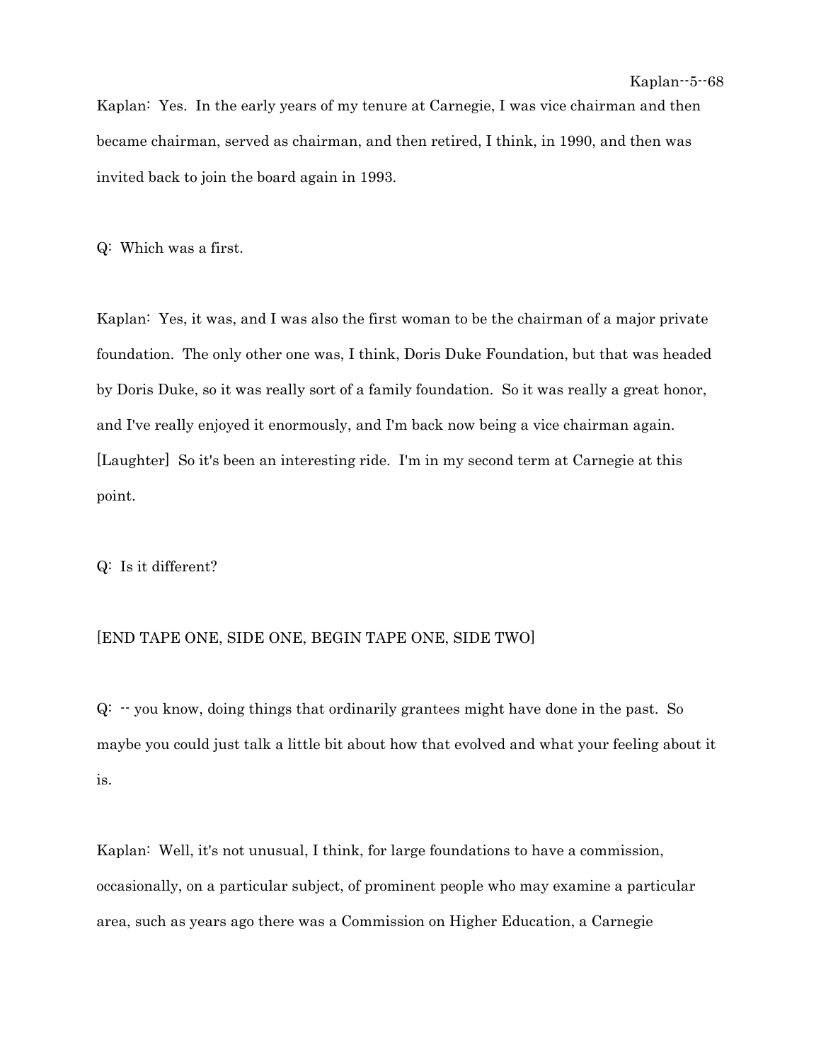Kaplan: Yes. In the early years of my tenure at Carnegie, I was vice chairman and then became chairman, served as chairman, and then retired, I think, in 1990, and then was invited back to join the board again in 1993.

Q: Which was a first.

Kaplan: Yes, it was, and I was also the first woman to be the chairman of a major private foundation. The only other one was, I think, Doris Duke Foundation, but that was headed by Doris Duke, so it was really sort of a family foundation. So it was really a great honor, and I've really enjoyed it enormously, and I'm back now being a vice chairman again. [Laughter] So it's been an interesting ride. I'm in my second term at Carnegie at this point.

Q: Is it different?

[END TAPE ONE, SIDE ONE, BEGIN TAPE ONE, SIDE TWO]

Q: -- you know, doing things that ordinarily grantees might have done in the past. So maybe you could just talk a little bit about how that evolved and what your feeling about it is.

Kaplan: Well, it's not unusual, I think, for large foundations to have a commission, occasionally, on a particular subject, of prominent people who may examine a particular area, such as years ago there was a Commission on Higher Education, a Carnegie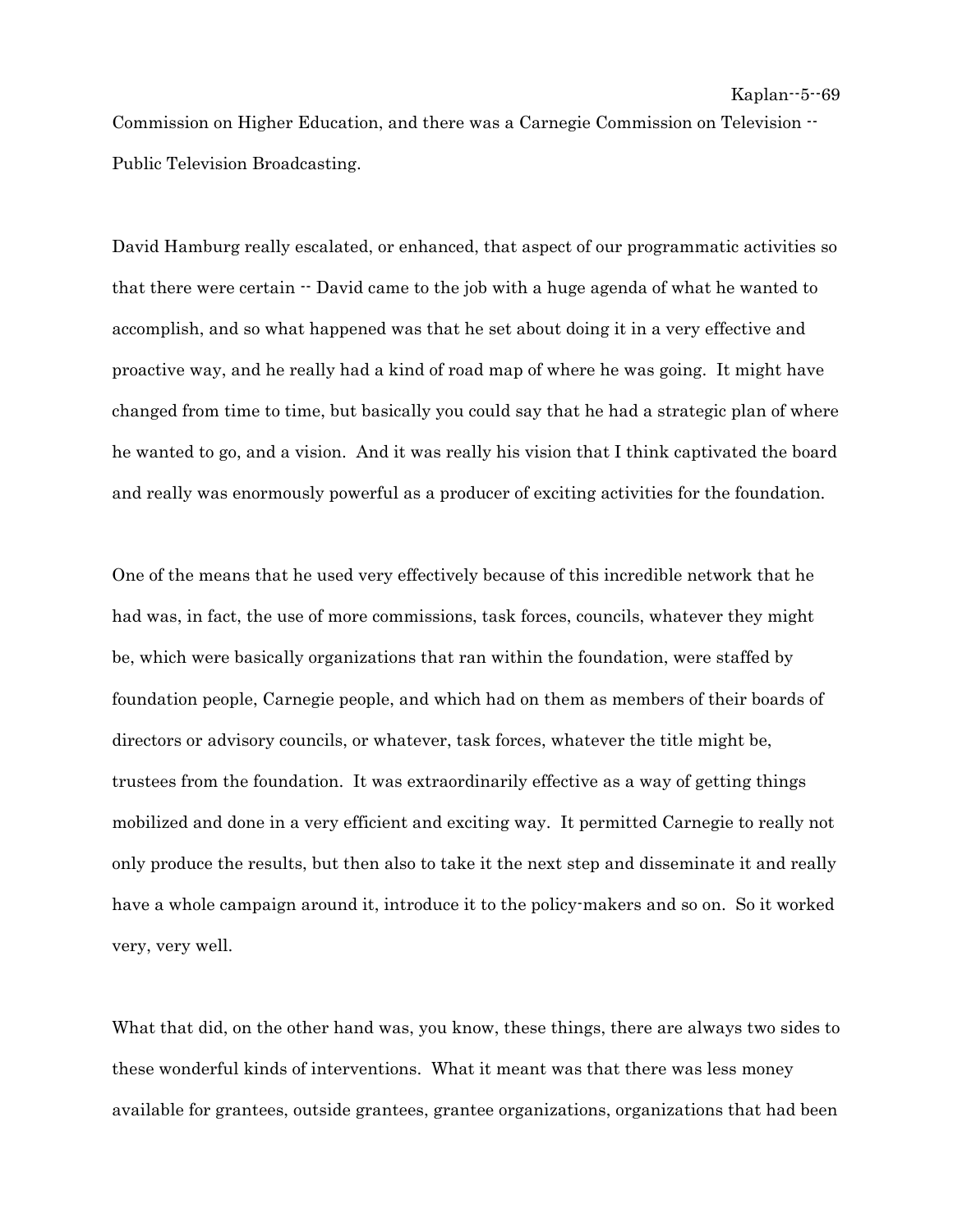Commission on Higher Education, and there was a Carnegie Commission on Television -- Public Television Broadcasting.

David Hamburg really escalated, or enhanced, that aspect of our programmatic activities so that there were certain -- David came to the job with a huge agenda of what he wanted to accomplish, and so what happened was that he set about doing it in a very effective and proactive way, and he really had a kind of road map of where he was going. It might have changed from time to time, but basically you could say that he had a strategic plan of where he wanted to go, and a vision. And it was really his vision that I think captivated the board and really was enormously powerful as a producer of exciting activities for the foundation.

One of the means that he used very effectively because of this incredible network that he had was, in fact, the use of more commissions, task forces, councils, whatever they might be, which were basically organizations that ran within the foundation, were staffed by foundation people, Carnegie people, and which had on them as members of their boards of directors or advisory councils, or whatever, task forces, whatever the title might be, trustees from the foundation. It was extraordinarily effective as a way of getting things mobilized and done in a very efficient and exciting way. It permitted Carnegie to really not only produce the results, but then also to take it the next step and disseminate it and really have a whole campaign around it, introduce it to the policy-makers and so on. So it worked very, very well.

What that did, on the other hand was, you know, these things, there are always two sides to these wonderful kinds of interventions. What it meant was that there was less money available for grantees, outside grantees, grantee organizations, organizations that had been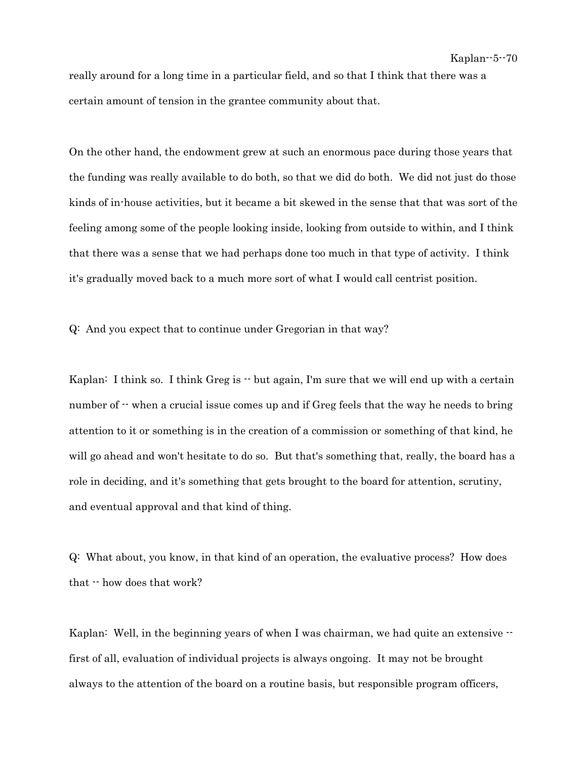really around for a long time in a particular field, and so that I think that there was a certain amount of tension in the grantee community about that.

On the other hand, the endowment grew at such an enormous pace during those years that the funding was really available to do both, so that we did do both. We did not just do those kinds of in-house activities, but it became a bit skewed in the sense that that was sort of the feeling among some of the people looking inside, looking from outside to within, and I think that there was a sense that we had perhaps done too much in that type of activity. I think it's gradually moved back to a much more sort of what I would call centrist position.

Q: And you expect that to continue under Gregorian in that way?

Kaplan: I think so. I think Greg is -- but again, I'm sure that we will end up with a certain number of -- when a crucial issue comes up and if Greg feels that the way he needs to bring attention to it or something is in the creation of a commission or something of that kind, he will go ahead and won't hesitate to do so. But that's something that, really, the board has a role in deciding, and it's something that gets brought to the board for attention, scrutiny, and eventual approval and that kind of thing.

Q: What about, you know, in that kind of an operation, the evaluative process? How does that -- how does that work?

Kaplan: Well, in the beginning years of when I was chairman, we had quite an extensive -- first of all, evaluation of individual projects is always ongoing. It may not be brought always to the attention of the board on a routine basis, but responsible program officers,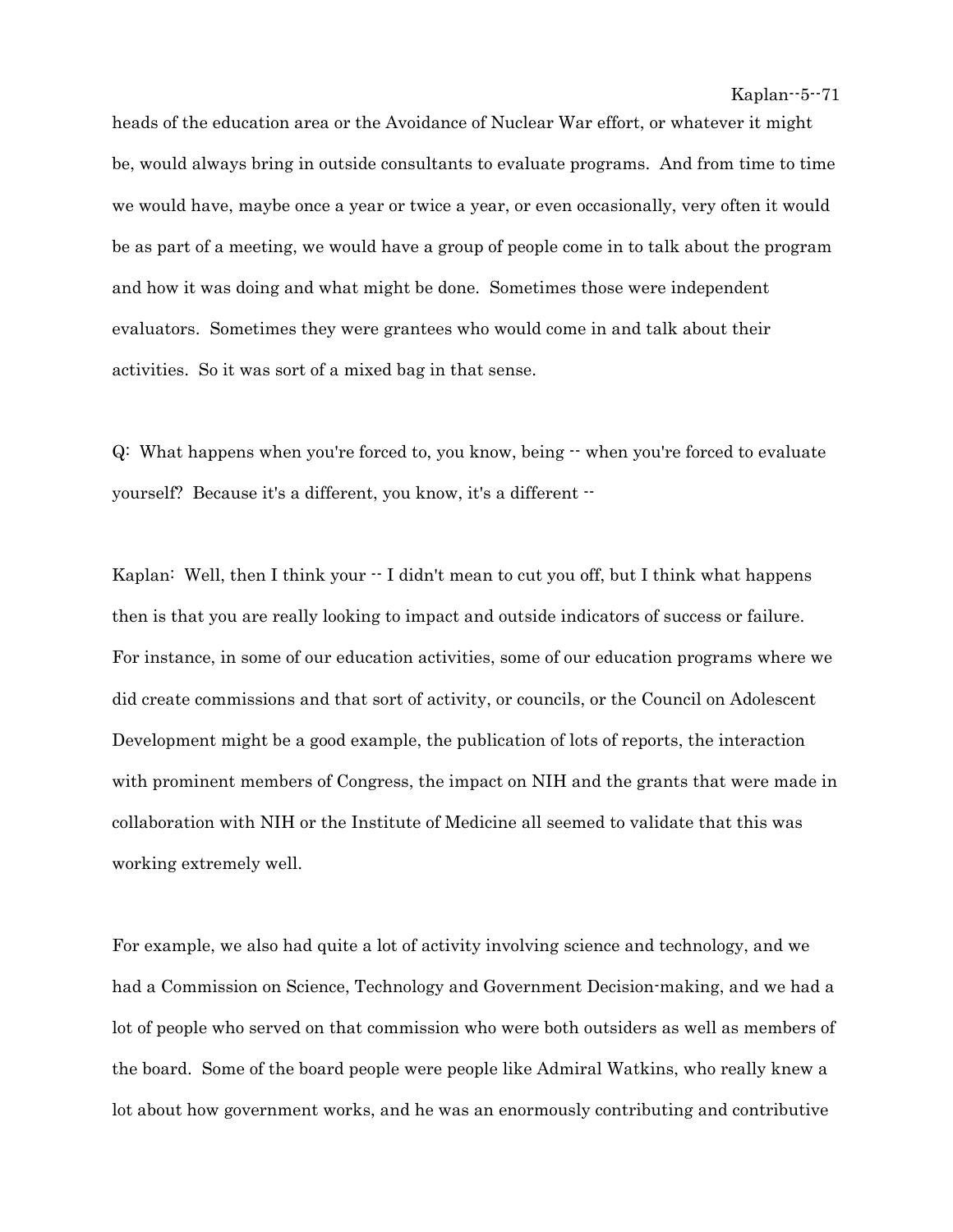heads of the education area or the Avoidance of Nuclear War effort, or whatever it might be, would always bring in outside consultants to evaluate programs. And from time to time we would have, maybe once a year or twice a year, or even occasionally, very often it would be as part of a meeting, we would have a group of people come in to talk about the program and how it was doing and what might be done. Sometimes those were independent evaluators. Sometimes they were grantees who would come in and talk about their activities. So it was sort of a mixed bag in that sense.

Q: What happens when you're forced to, you know, being -- when you're forced to evaluate yourself? Because it's a different, you know, it's a different --

Kaplan: Well, then I think your -- I didn't mean to cut you off, but I think what happens then is that you are really looking to impact and outside indicators of success or failure. For instance, in some of our education activities, some of our education programs where we did create commissions and that sort of activity, or councils, or the Council on Adolescent Development might be a good example, the publication of lots of reports, the interaction with prominent members of Congress, the impact on NIH and the grants that were made in collaboration with NIH or the Institute of Medicine all seemed to validate that this was working extremely well.

For example, we also had quite a lot of activity involving science and technology, and we had a Commission on Science, Technology and Government Decision-making, and we had a lot of people who served on that commission who were both outsiders as well as members of the board. Some of the board people were people like Admiral Watkins, who really knew a lot about how government works, and he was an enormously contributing and contributive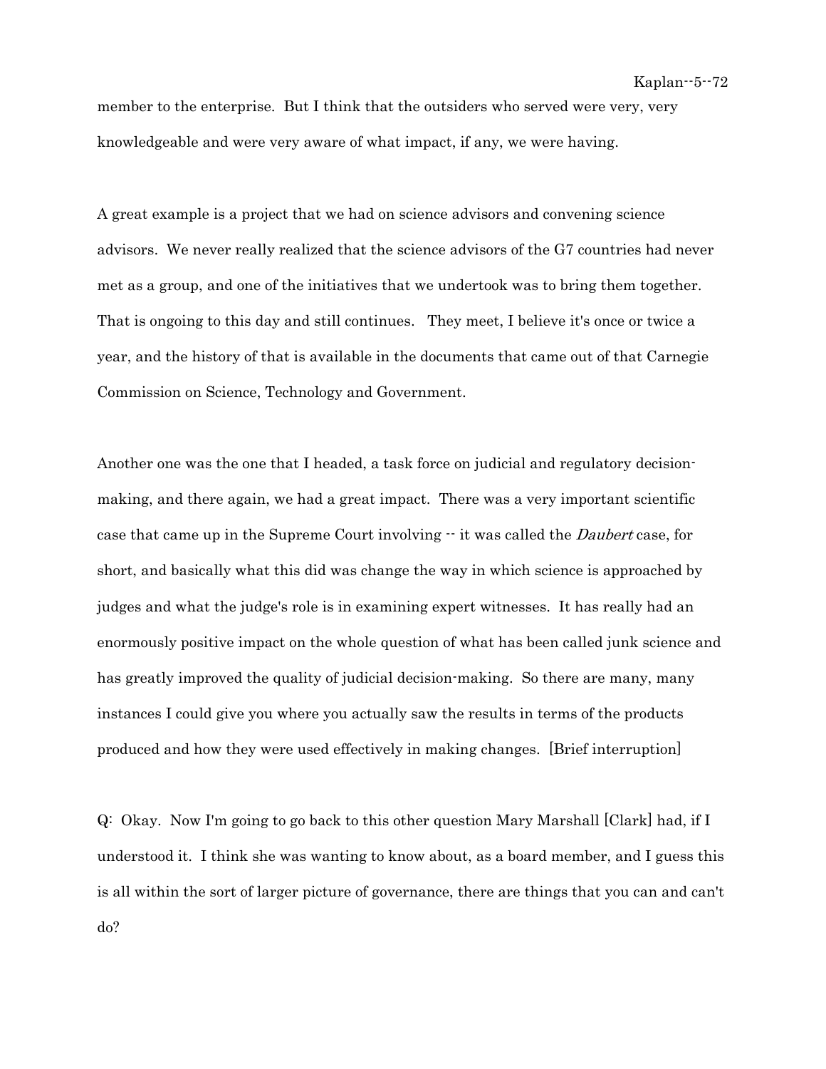member to the enterprise. But I think that the outsiders who served were very, very knowledgeable and were very aware of what impact, if any, we were having.

A great example is a project that we had on science advisors and convening science advisors. We never really realized that the science advisors of the G7 countries had never met as a group, and one of the initiatives that we undertook was to bring them together. That is ongoing to this day and still continues. They meet, I believe it's once or twice a year, and the history of that is available in the documents that came out of that Carnegie Commission on Science, Technology and Government.

Another one was the one that I headed, a task force on judicial and regulatory decision-making, and there again, we had a great impact. There was a very important scientific case that came up in the Supreme Court involving -- it was called the *Daubert* case, for short, and basically what this did was change the way in which science is approached by judges and what the judge's role is in examining expert witnesses. It has really had an enormously positive impact on the whole question of what has been called junk science and has greatly improved the quality of judicial decision-making. So there are many, many instances I could give you where you actually saw the results in terms of the products produced and how they were used effectively in making changes. [Brief interruption]

Q: Okay. Now I'm going to go back to this other question Mary Marshall [Clark] had, if I understood it. I think she was wanting to know about, as a board member, and I guess this is all within the sort of larger picture of governance, there are things that you can and can't do?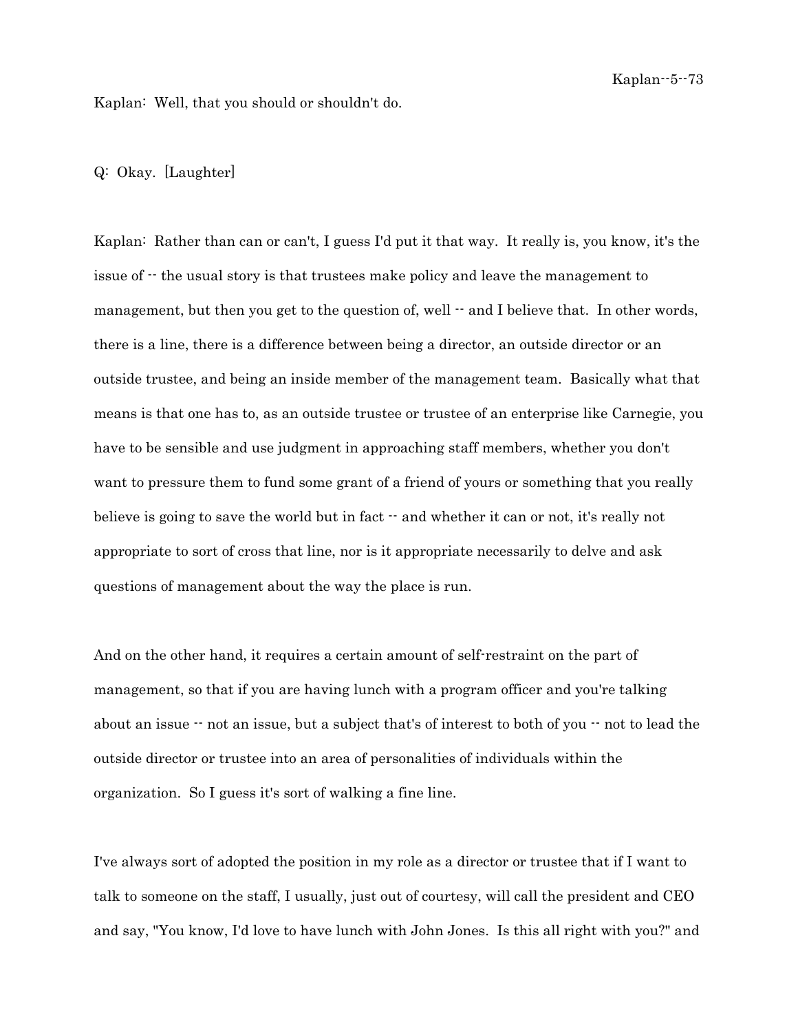Kaplan: Well, that you should or shouldn't do.

Q: Okay. [Laughter]

Kaplan: Rather than can or can't, I guess I'd put it that way. It really is, you know, it's the issue of -- the usual story is that trustees make policy and leave the management to management, but then you get to the question of, well -- and I believe that. In other words, there is a line, there is a difference between being a director, an outside director or an outside trustee, and being an inside member of the management team. Basically what that means is that one has to, as an outside trustee or trustee of an enterprise like Carnegie, you have to be sensible and use judgment in approaching staff members, whether you don't want to pressure them to fund some grant of a friend of yours or something that you really believe is going to save the world but in fact -- and whether it can or not, it's really not appropriate to sort of cross that line, nor is it appropriate necessarily to delve and ask questions of management about the way the place is run.

And on the other hand, it requires a certain amount of self-restraint on the part of management, so that if you are having lunch with a program officer and you're talking about an issue -- not an issue, but a subject that's of interest to both of you -- not to lead the outside director or trustee into an area of personalities of individuals within the organization. So I guess it's sort of walking a fine line.

I've always sort of adopted the position in my role as a director or trustee that if I want to talk to someone on the staff, I usually, just out of courtesy, will call the president and CEO and say, "You know, I'd love to have lunch with John Jones. Is this all right with you?" and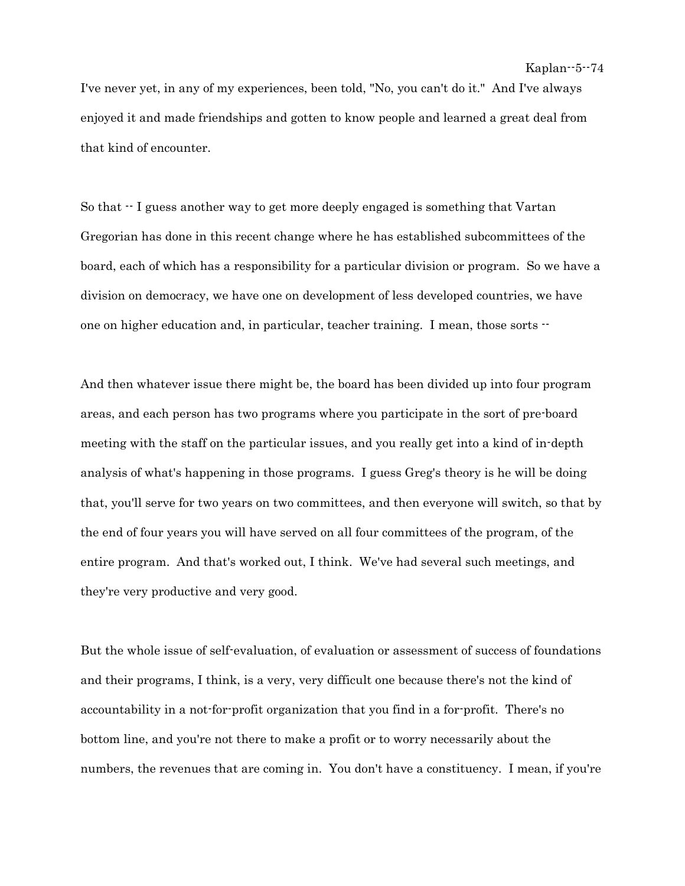I've never yet, in any of my experiences, been told, "No, you can't do it." And I've always enjoyed it and made friendships and gotten to know people and learned a great deal from that kind of encounter.

So that -- I guess another way to get more deeply engaged is something that Vartan Gregorian has done in this recent change where he has established subcommittees of the board, each of which has a responsibility for a particular division or program. So we have a division on democracy, we have one on development of less developed countries, we have one on higher education and, in particular, teacher training. I mean, those sorts --

And then whatever issue there might be, the board has been divided up into four program areas, and each person has two programs where you participate in the sort of pre-board meeting with the staff on the particular issues, and you really get into a kind of in-depth analysis of what's happening in those programs. I guess Greg's theory is he will be doing that, you'll serve for two years on two committees, and then everyone will switch, so that by the end of four years you will have served on all four committees of the program, of the entire program. And that's worked out, I think. We've had several such meetings, and they're very productive and very good.

But the whole issue of self-evaluation, of evaluation or assessment of success of foundations and their programs, I think, is a very, very difficult one because there's not the kind of accountability in a not-for-profit organization that you find in a for-profit. There's no bottom line, and you're not there to make a profit or to worry necessarily about the numbers, the revenues that are coming in. You don't have a constituency. I mean, if you're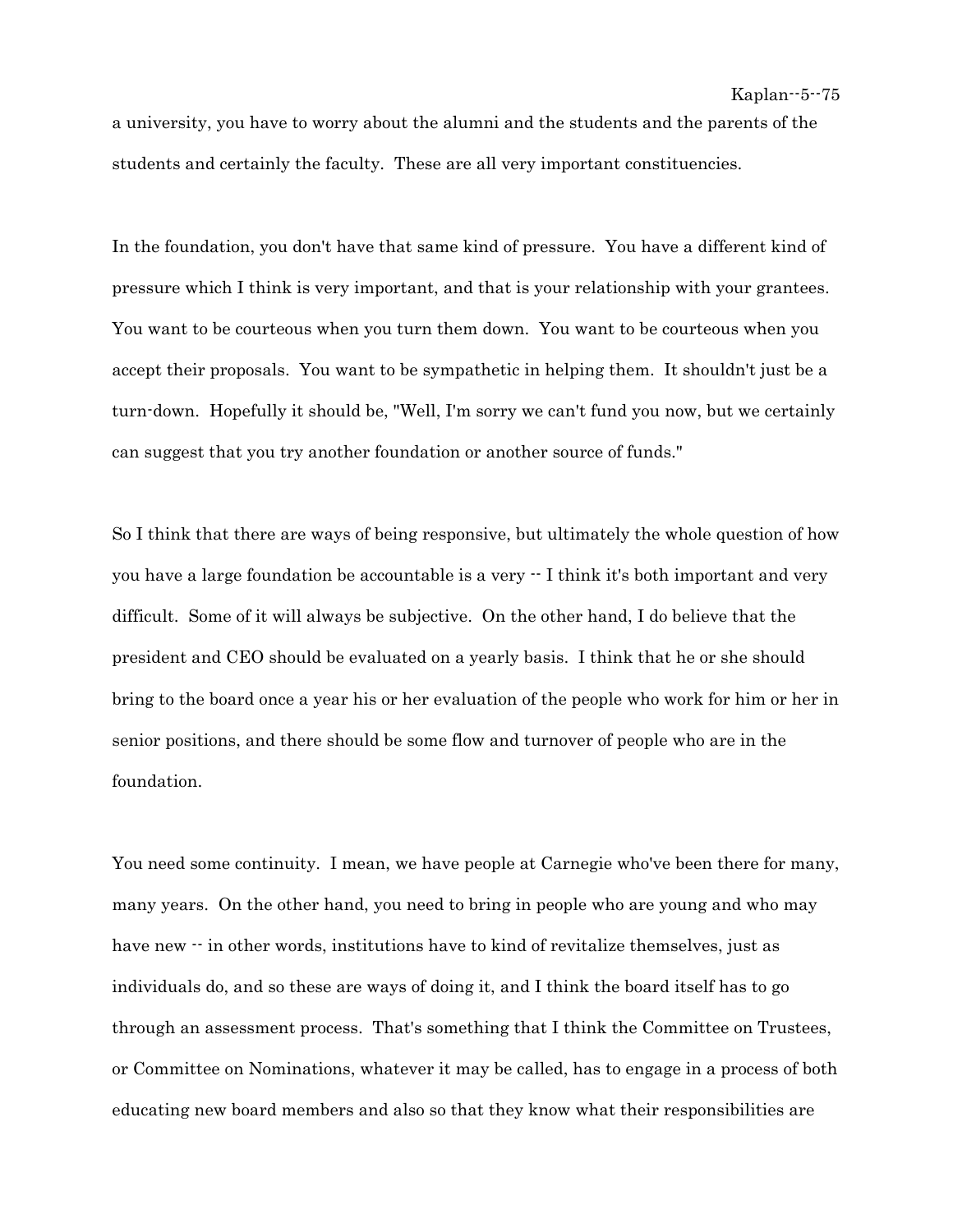a university, you have to worry about the alumni and the students and the parents of the students and certainly the faculty. These are all very important constituencies.

In the foundation, you don't have that same kind of pressure. You have a different kind of pressure which I think is very important, and that is your relationship with your grantees. You want to be courteous when you turn them down. You want to be courteous when you accept their proposals. You want to be sympathetic in helping them. It shouldn't just be a turn-down. Hopefully it should be, "Well, I'm sorry we can't fund you now, but we certainly can suggest that you try another foundation or another source of funds."

So I think that there are ways of being responsive, but ultimately the whole question of how you have a large foundation be accountable is a very -- I think it's both important and very difficult. Some of it will always be subjective. On the other hand, I do believe that the president and CEO should be evaluated on a yearly basis. I think that he or she should bring to the board once a year his or her evaluation of the people who work for him or her in senior positions, and there should be some flow and turnover of people who are in the foundation.

You need some continuity. I mean, we have people at Carnegie who've been there for many, many years. On the other hand, you need to bring in people who are young and who may have new -- in other words, institutions have to kind of revitalize themselves, just as individuals do, and so these are ways of doing it, and I think the board itself has to go through an assessment process. That's something that I think the Committee on Trustees, or Committee on Nominations, whatever it may be called, has to engage in a process of both educating new board members and also so that they know what their responsibilities are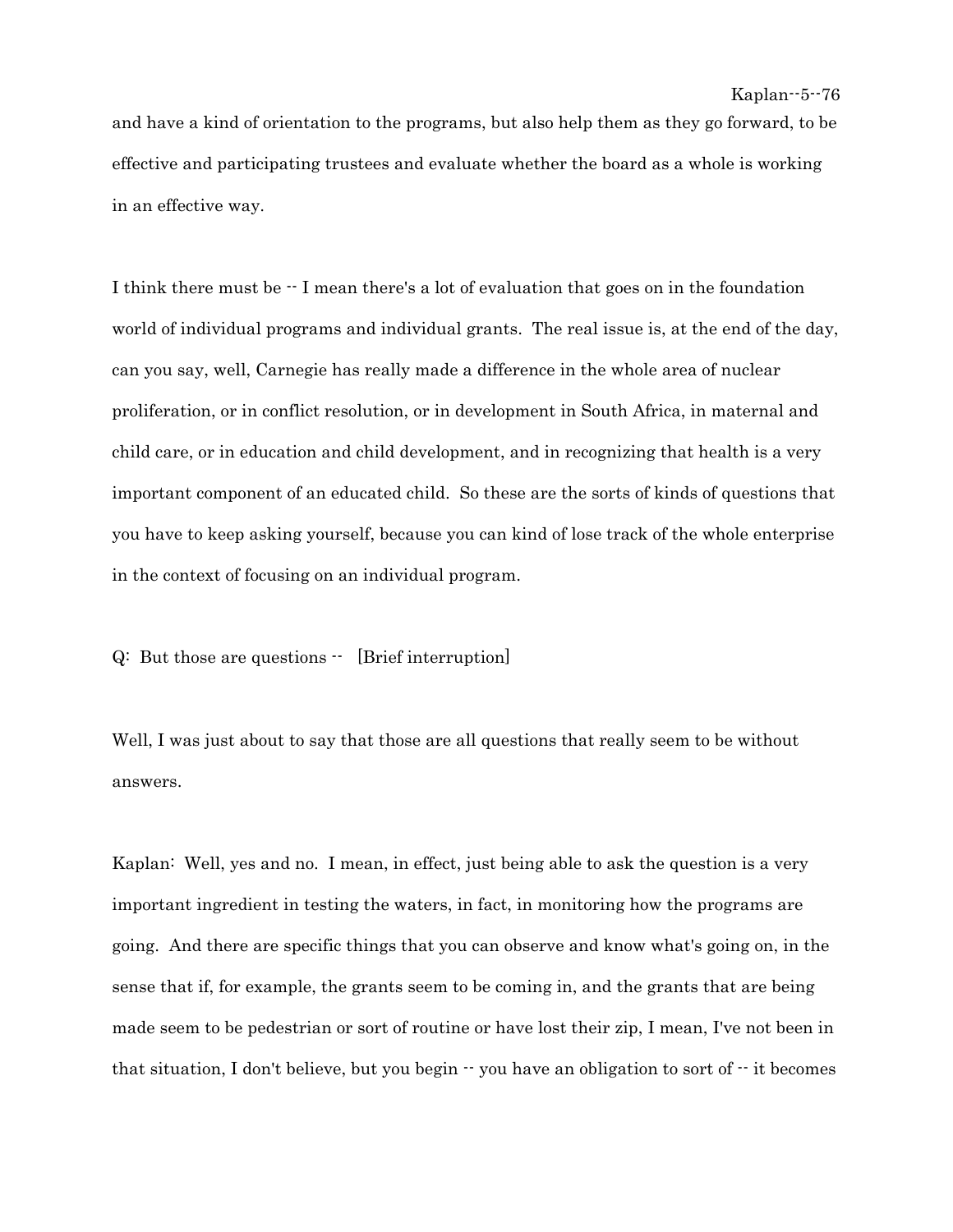and have a kind of orientation to the programs, but also help them as they go forward, to be effective and participating trustees and evaluate whether the board as a whole is working in an effective way.

I think there must be -- I mean there's a lot of evaluation that goes on in the foundation world of individual programs and individual grants. The real issue is, at the end of the day, can you say, well, Carnegie has really made a difference in the whole area of nuclear proliferation, or in conflict resolution, or in development in South Africa, in maternal and child care, or in education and child development, and in recognizing that health is a very important component of an educated child. So these are the sorts of kinds of questions that you have to keep asking yourself, because you can kind of lose track of the whole enterprise in the context of focusing on an individual program.

Q: But those are questions -- [Brief interruption]

Well, I was just about to say that those are all questions that really seem to be without answers.

Kaplan: Well, yes and no. I mean, in effect, just being able to ask the question is a very important ingredient in testing the waters, in fact, in monitoring how the programs are going. And there are specific things that you can observe and know what's going on, in the sense that if, for example, the grants seem to be coming in, and the grants that are being made seem to be pedestrian or sort of routine or have lost their zip, I mean, I've not been in that situation, I don't believe, but you begin -- you have an obligation to sort of -- it becomes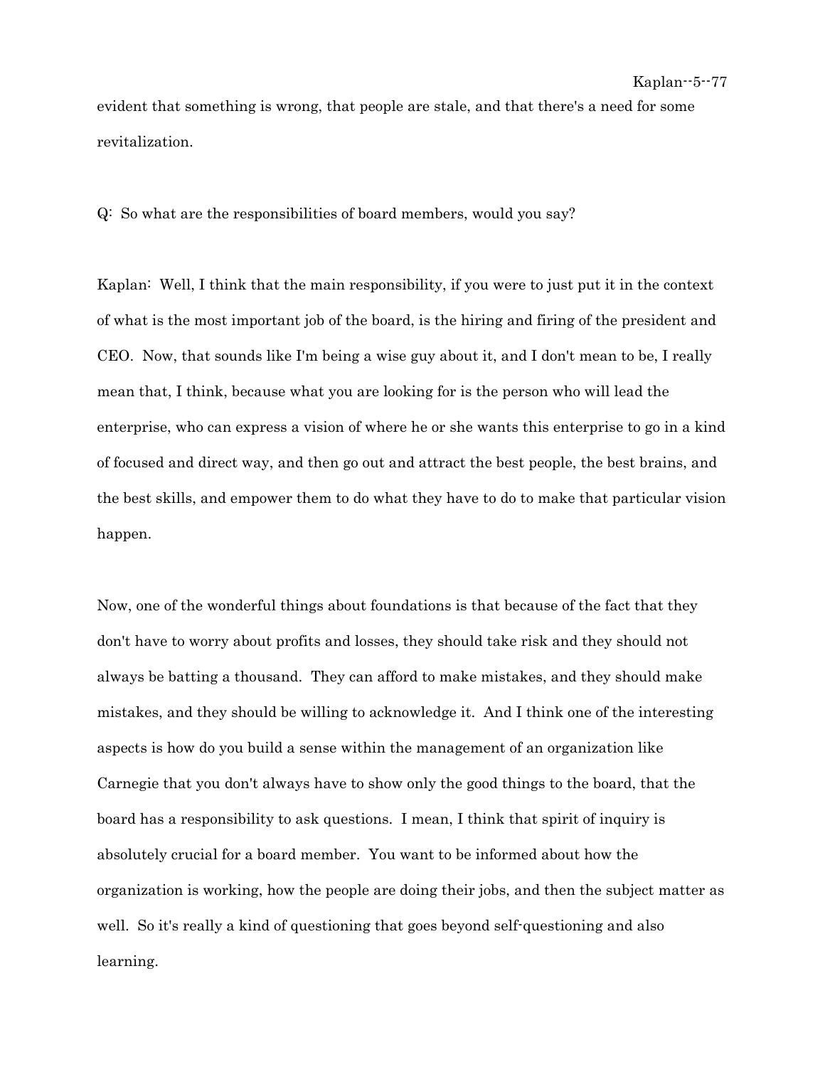evident that something is wrong, that people are stale, and that there's a need for some revitalization.

Q: So what are the responsibilities of board members, would you say?

Kaplan: Well, I think that the main responsibility, if you were to just put it in the context of what is the most important job of the board, is the hiring and firing of the president and CEO. Now, that sounds like I'm being a wise guy about it, and I don't mean to be, I really mean that, I think, because what you are looking for is the person who will lead the enterprise, who can express a vision of where he or she wants this enterprise to go in a kind of focused and direct way, and then go out and attract the best people, the best brains, and the best skills, and empower them to do what they have to do to make that particular vision happen.

Now, one of the wonderful things about foundations is that because of the fact that they don't have to worry about profits and losses, they should take risk and they should not always be batting a thousand. They can afford to make mistakes, and they should make mistakes, and they should be willing to acknowledge it. And I think one of the interesting aspects is how do you build a sense within the management of an organization like Carnegie that you don't always have to show only the good things to the board, that the board has a responsibility to ask questions. I mean, I think that spirit of inquiry is absolutely crucial for a board member. You want to be informed about how the organization is working, how the people are doing their jobs, and then the subject matter as well. So it's really a kind of questioning that goes beyond self-questioning and also learning.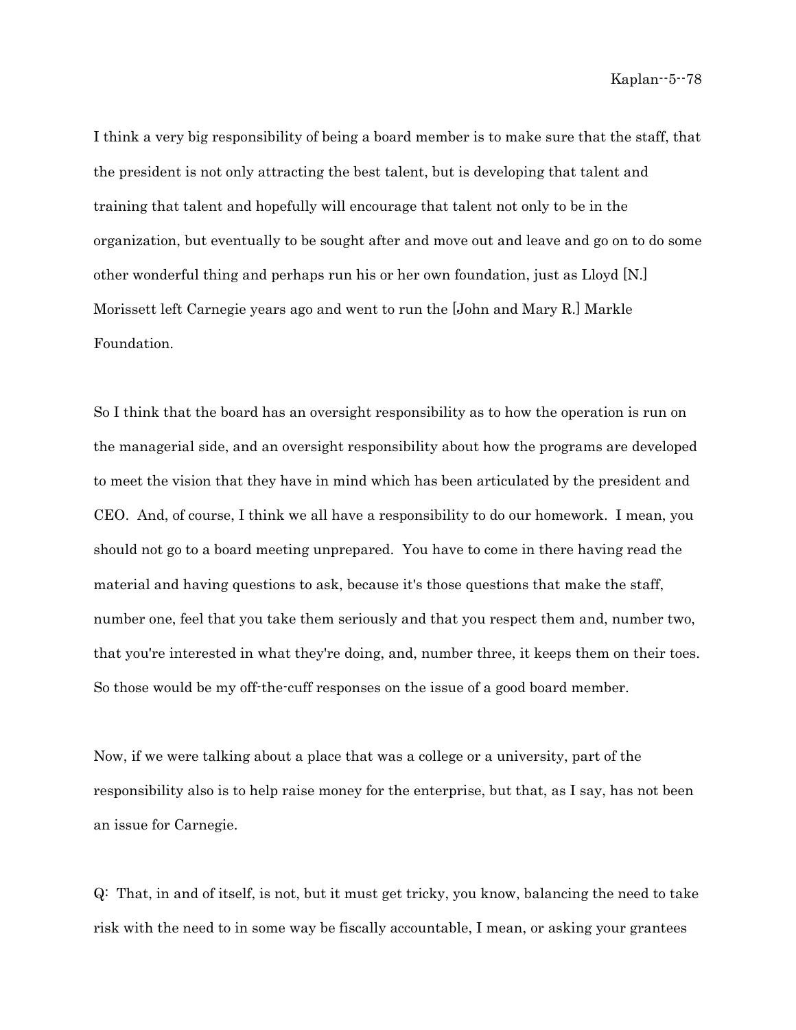I think a very big responsibility of being a board member is to make sure that the staff, that the president is not only attracting the best talent, but is developing that talent and training that talent and hopefully will encourage that talent not only to be in the organization, but eventually to be sought after and move out and leave and go on to do some other wonderful thing and perhaps run his or her own foundation, just as Lloyd [N.] Morissett left Carnegie years ago and went to run the [John and Mary R.] Markle Foundation.

So I think that the board has an oversight responsibility as to how the operation is run on the managerial side, and an oversight responsibility about how the programs are developed to meet the vision that they have in mind which has been articulated by the president and CEO. And, of course, I think we all have a responsibility to do our homework. I mean, you should not go to a board meeting unprepared. You have to come in there having read the material and having questions to ask, because it's those questions that make the staff, number one, feel that you take them seriously and that you respect them and, number two, that you're interested in what they're doing, and, number three, it keeps them on their toes. So those would be my off-the-cuff responses on the issue of a good board member.

Now, if we were talking about a place that was a college or a university, part of the responsibility also is to help raise money for the enterprise, but that, as I say, has not been an issue for Carnegie.

Q: That, in and of itself, is not, but it must get tricky, you know, balancing the need to take risk with the need to in some way be fiscally accountable, I mean, or asking your grantees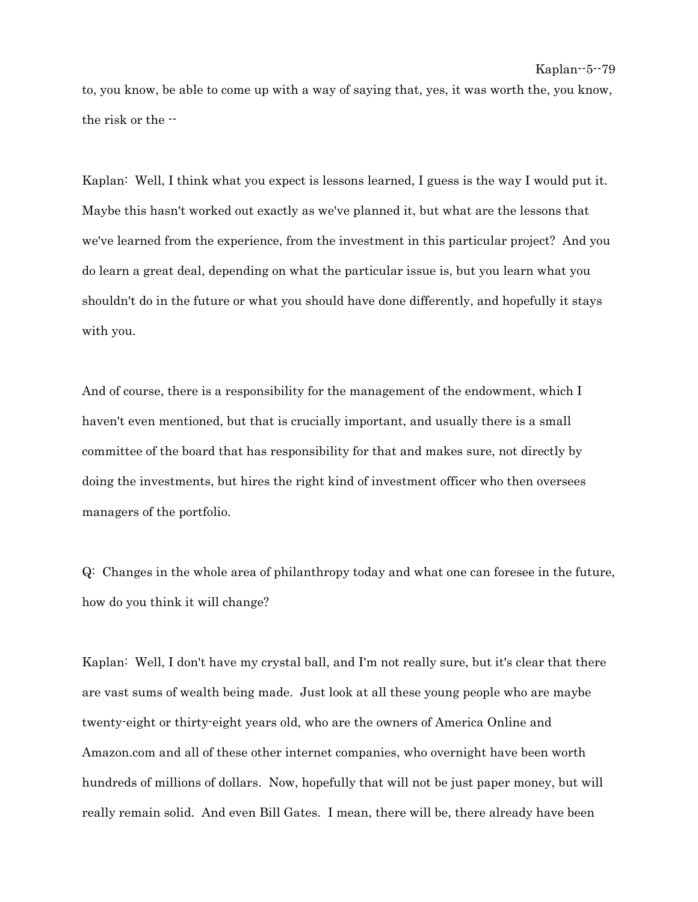to, you know, be able to come up with a way of saying that, yes, it was worth the, you know, the risk or the --

Kaplan: Well, I think what you expect is lessons learned, I guess is the way I would put it. Maybe this hasn't worked out exactly as we've planned it, but what are the lessons that we've learned from the experience, from the investment in this particular project? And you do learn a great deal, depending on what the particular issue is, but you learn what you shouldn't do in the future or what you should have done differently, and hopefully it stays with you.

And of course, there is a responsibility for the management of the endowment, which I haven't even mentioned, but that is crucially important, and usually there is a small committee of the board that has responsibility for that and makes sure, not directly by doing the investments, but hires the right kind of investment officer who then oversees managers of the portfolio.

Q: Changes in the whole area of philanthropy today and what one can foresee in the future, how do you think it will change?

Kaplan: Well, I don't have my crystal ball, and I'm not really sure, but it's clear that there are vast sums of wealth being made. Just look at all these young people who are maybe twenty-eight or thirty-eight years old, who are the owners of America Online and Amazon.com and all of these other internet companies, who overnight have been worth hundreds of millions of dollars. Now, hopefully that will not be just paper money, but will really remain solid. And even Bill Gates. I mean, there will be, there already have been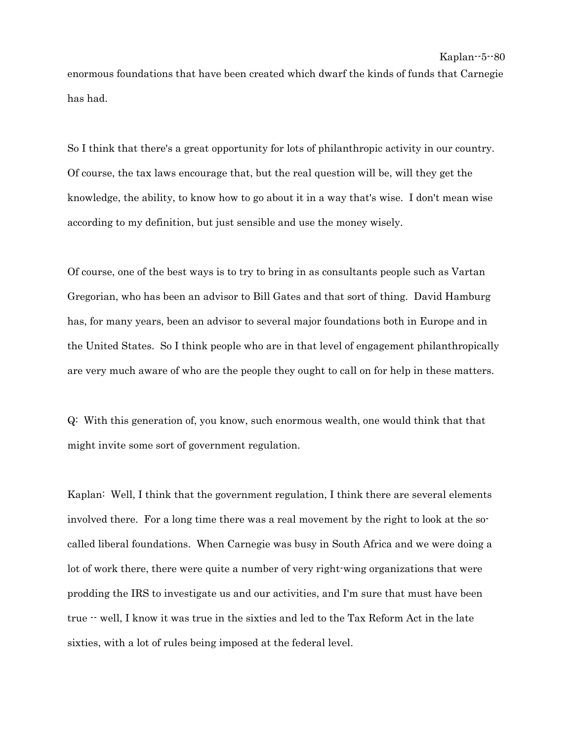enormous foundations that have been created which dwarf the kinds of funds that Carnegie has had.

So I think that there's a great opportunity for lots of philanthropic activity in our country. Of course, the tax laws encourage that, but the real question will be, will they get the knowledge, the ability, to know how to go about it in a way that's wise. I don't mean wise according to my definition, but just sensible and use the money wisely.

Of course, one of the best ways is to try to bring in as consultants people such as Vartan Gregorian, who has been an advisor to Bill Gates and that sort of thing. David Hamburg has, for many years, been an advisor to several major foundations both in Europe and in the United States. So I think people who are in that level of engagement philanthropically are very much aware of who are the people they ought to call on for help in these matters.

Q: With this generation of, you know, such enormous wealth, one would think that that might invite some sort of government regulation.

Kaplan: Well, I think that the government regulation, I think there are several elements involved there. For a long time there was a real movement by the right to look at the so-called liberal foundations. When Carnegie was busy in South Africa and we were doing a lot of work there, there were quite a number of very right-wing organizations that were prodding the IRS to investigate us and our activities, and I'm sure that must have been true -- well, I know it was true in the sixties and led to the Tax Reform Act in the late sixties, with a lot of rules being imposed at the federal level.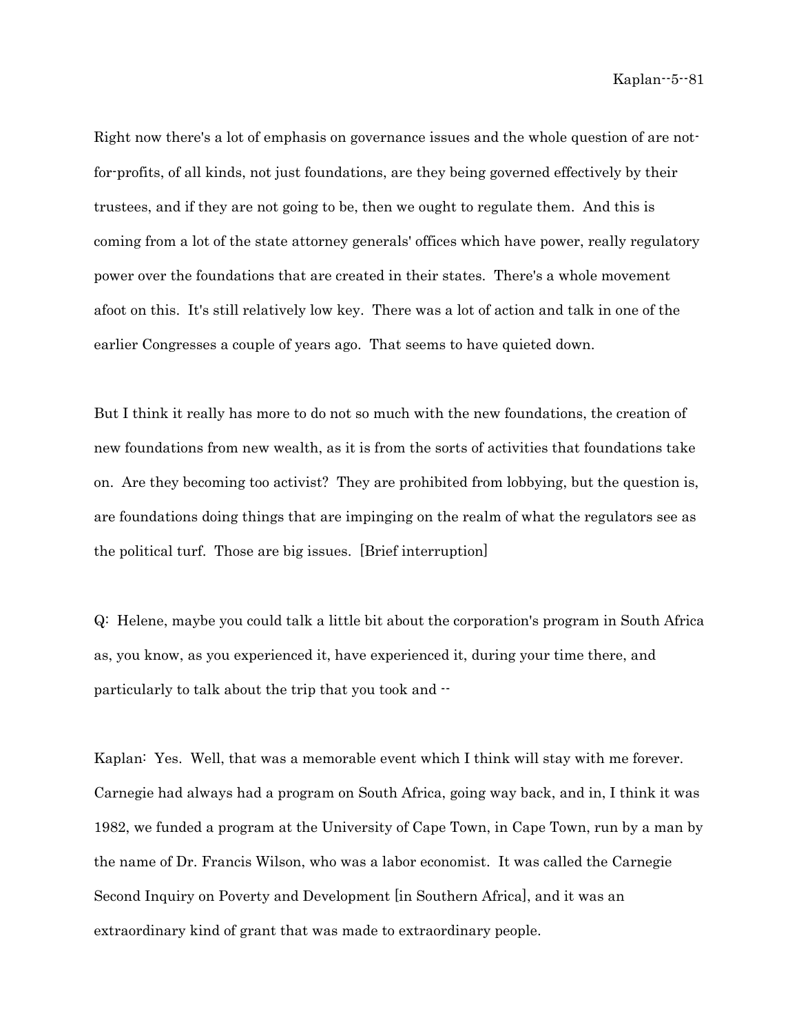Right now there's a lot of emphasis on governance issues and the whole question of are not-for-profits, of all kinds, not just foundations, are they being governed effectively by their trustees, and if they are not going to be, then we ought to regulate them. And this is coming from a lot of the state attorney generals' offices which have power, really regulatory power over the foundations that are created in their states. There's a whole movement afoot on this. It's still relatively low key. There was a lot of action and talk in one of the earlier Congresses a couple of years ago. That seems to have quieted down.

But I think it really has more to do not so much with the new foundations, the creation of new foundations from new wealth, as it is from the sorts of activities that foundations take on. Are they becoming too activist? They are prohibited from lobbying, but the question is, are foundations doing things that are impinging on the realm of what the regulators see as the political turf. Those are big issues. [Brief interruption]

Q: Helene, maybe you could talk a little bit about the corporation's program in South Africa as, you know, as you experienced it, have experienced it, during your time there, and particularly to talk about the trip that you took and --

Kaplan: Yes. Well, that was a memorable event which I think will stay with me forever. Carnegie had always had a program on South Africa, going way back, and in, I think it was 1982, we funded a program at the University of Cape Town, in Cape Town, run by a man by the name of Dr. Francis Wilson, who was a labor economist. It was called the Carnegie Second Inquiry on Poverty and Development [in Southern Africa], and it was an extraordinary kind of grant that was made to extraordinary people.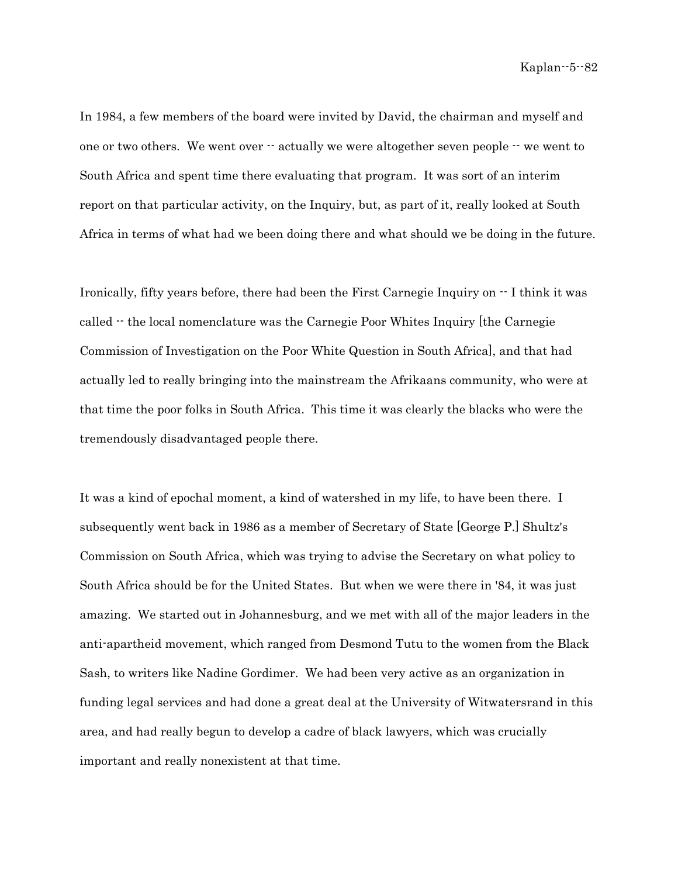In 1984, a few members of the board were invited by David, the chairman and myself and one or two others. We went over -- actually we were altogether seven people -- we went to South Africa and spent time there evaluating that program. It was sort of an interim report on that particular activity, on the Inquiry, but, as part of it, really looked at South Africa in terms of what had we been doing there and what should we be doing in the future.

Ironically, fifty years before, there had been the First Carnegie Inquiry on -- I think it was called -- the local nomenclature was the Carnegie Poor Whites Inquiry [the Carnegie Commission of Investigation on the Poor White Question in South Africa], and that had actually led to really bringing into the mainstream the Afrikaans community, who were at that time the poor folks in South Africa. This time it was clearly the blacks who were the tremendously disadvantaged people there.

It was a kind of epochal moment, a kind of watershed in my life, to have been there. I subsequently went back in 1986 as a member of Secretary of State [George P.] Shultz's Commission on South Africa, which was trying to advise the Secretary on what policy to South Africa should be for the United States. But when we were there in '84, it was just amazing. We started out in Johannesburg, and we met with all of the major leaders in the anti-apartheid movement, which ranged from Desmond Tutu to the women from the Black Sash, to writers like Nadine Gordimer. We had been very active as an organization in funding legal services and had done a great deal at the University of Witwatersrand in this area, and had really begun to develop a cadre of black lawyers, which was crucially important and really nonexistent at that time.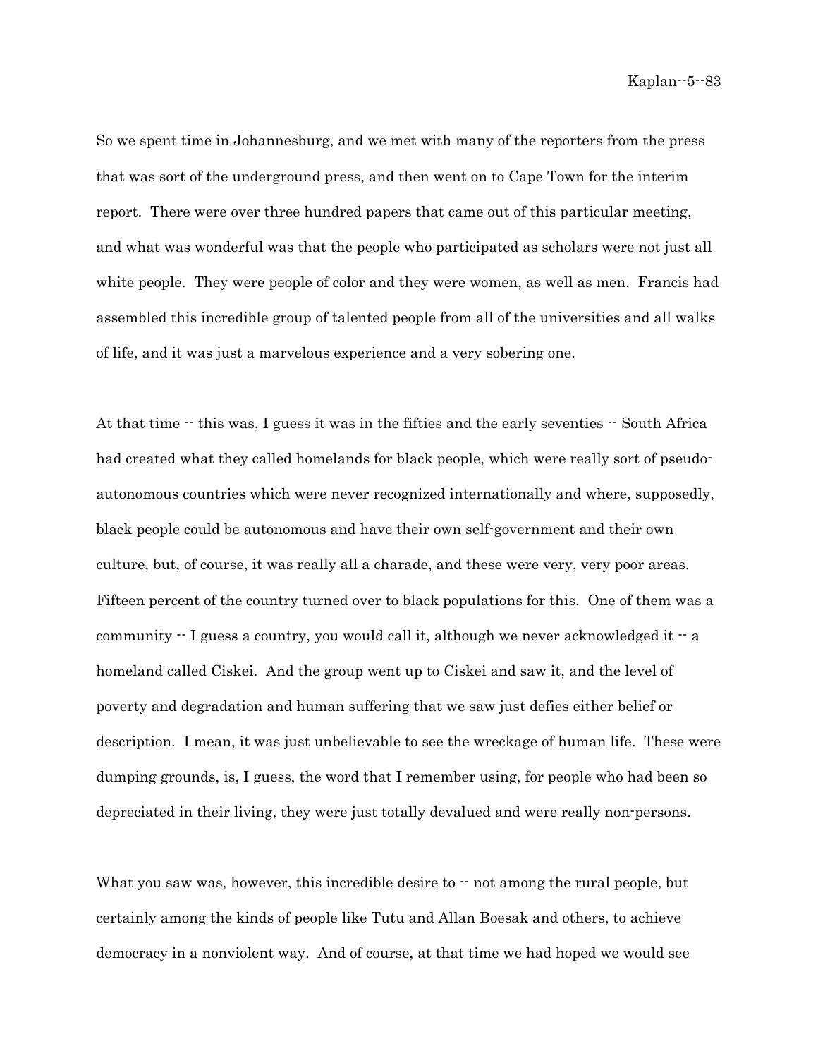So we spent time in Johannesburg, and we met with many of the reporters from the press that was sort of the underground press, and then went on to Cape Town for the interim report. There were over three hundred papers that came out of this particular meeting, and what was wonderful was that the people who participated as scholars were not just all white people. They were people of color and they were women, as well as men. Francis had assembled this incredible group of talented people from all of the universities and all walks of life, and it was just a marvelous experience and a very sobering one.

At that time -- this was, I guess it was in the fifties and the early seventies -- South Africa had created what they called homelands for black people, which were really sort of pseudo-autonomous countries which were never recognized internationally and where, supposedly, black people could be autonomous and have their own self-government and their own culture, but, of course, it was really all a charade, and these were very, very poor areas. Fifteen percent of the country turned over to black populations for this. One of them was a community -- I guess a country, you would call it, although we never acknowledged it -- a homeland called Ciskei. And the group went up to Ciskei and saw it, and the level of poverty and degradation and human suffering that we saw just defies either belief or description. I mean, it was just unbelievable to see the wreckage of human life. These were dumping grounds, is, I guess, the word that I remember using, for people who had been so depreciated in their living, they were just totally devalued and were really non-persons.

What you saw was, however, this incredible desire to -- not among the rural people, but certainly among the kinds of people like Tutu and Allan Boesak and others, to achieve democracy in a nonviolent way. And of course, at that time we had hoped we would see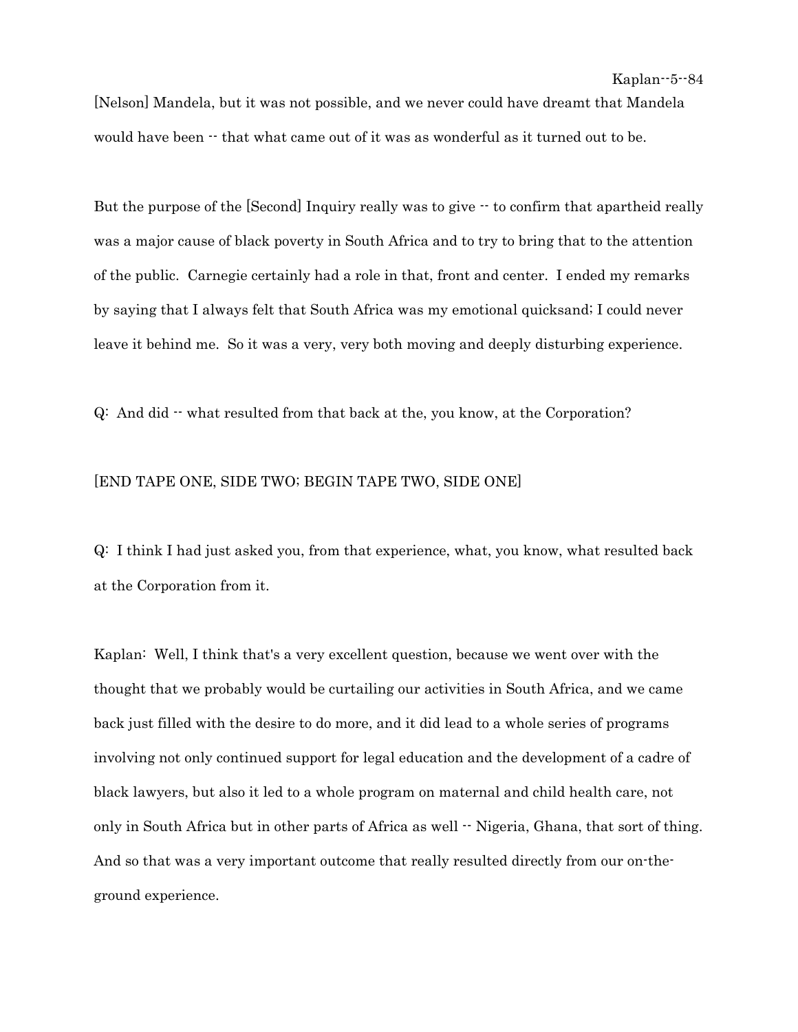[Nelson] Mandela, but it was not possible, and we never could have dreamt that Mandela would have been -- that what came out of it was as wonderful as it turned out to be.

But the purpose of the [Second] Inquiry really was to give -- to confirm that apartheid really was a major cause of black poverty in South Africa and to try to bring that to the attention of the public. Carnegie certainly had a role in that, front and center. I ended my remarks by saying that I always felt that South Africa was my emotional quicksand; I could never leave it behind me. So it was a very, very both moving and deeply disturbing experience.

Q: And did -- what resulted from that back at the, you know, at the Corporation?

[END TAPE ONE, SIDE TWO; BEGIN TAPE TWO, SIDE ONE]

Q: I think I had just asked you, from that experience, what, you know, what resulted back at the Corporation from it.

Kaplan: Well, I think that's a very excellent question, because we went over with the thought that we probably would be curtailing our activities in South Africa, and we came back just filled with the desire to do more, and it did lead to a whole series of programs involving not only continued support for legal education and the development of a cadre of black lawyers, but also it led to a whole program on maternal and child health care, not only in South Africa but in other parts of Africa as well -- Nigeria, Ghana, that sort of thing. And so that was a very important outcome that really resulted directly from our on-the-ground experience.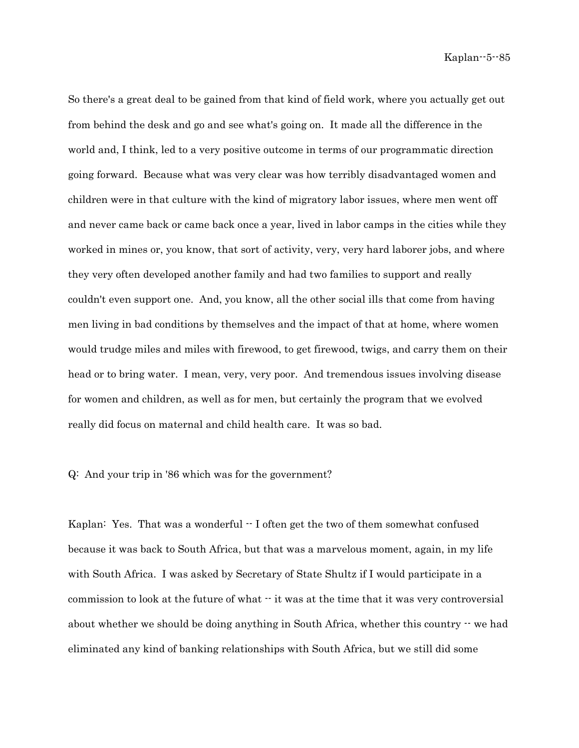So there's a great deal to be gained from that kind of field work, where you actually get out from behind the desk and go and see what's going on. It made all the difference in the world and, I think, led to a very positive outcome in terms of our programmatic direction going forward. Because what was very clear was how terribly disadvantaged women and children were in that culture with the kind of migratory labor issues, where men went off and never came back or came back once a year, lived in labor camps in the cities while they worked in mines or, you know, that sort of activity, very, very hard laborer jobs, and where they very often developed another family and had two families to support and really couldn't even support one. And, you know, all the other social ills that come from having men living in bad conditions by themselves and the impact of that at home, where women would trudge miles and miles with firewood, to get firewood, twigs, and carry them on their head or to bring water. I mean, very, very poor. And tremendous issues involving disease for women and children, as well as for men, but certainly the program that we evolved really did focus on maternal and child health care. It was so bad.

Q: And your trip in '86 which was for the government?

Kaplan: Yes. That was a wonderful -- I often get the two of them somewhat confused because it was back to South Africa, but that was a marvelous moment, again, in my life with South Africa. I was asked by Secretary of State Shultz if I would participate in a commission to look at the future of what -- it was at the time that it was very controversial about whether we should be doing anything in South Africa, whether this country -- we had eliminated any kind of banking relationships with South Africa, but we still did some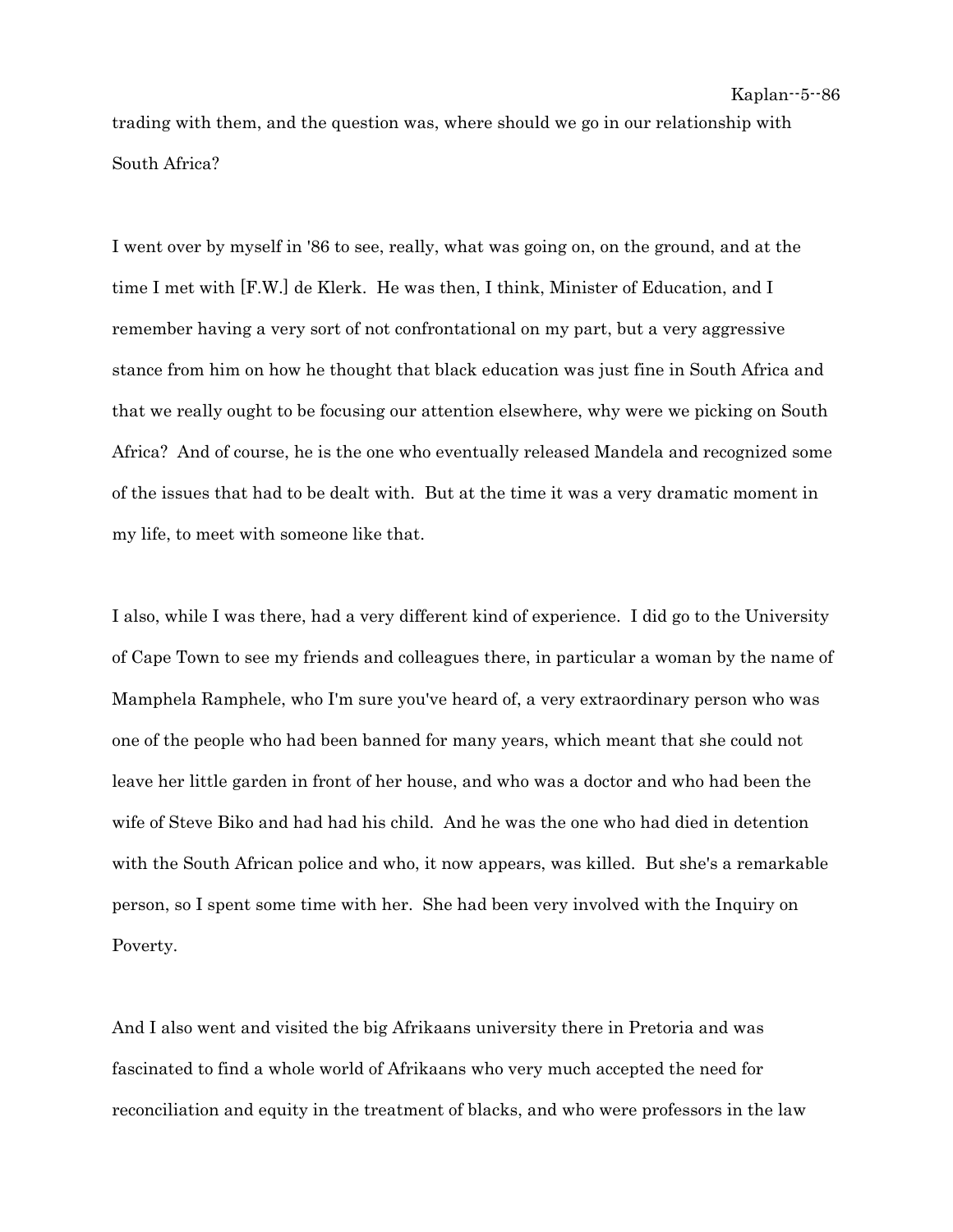trading with them, and the question was, where should we go in our relationship with South Africa?

I went over by myself in '86 to see, really, what was going on, on the ground, and at the time I met with [F.W.] de Klerk. He was then, I think, Minister of Education, and I remember having a very sort of not confrontational on my part, but a very aggressive stance from him on how he thought that black education was just fine in South Africa and that we really ought to be focusing our attention elsewhere, why were we picking on South Africa? And of course, he is the one who eventually released Mandela and recognized some of the issues that had to be dealt with. But at the time it was a very dramatic moment in my life, to meet with someone like that.

I also, while I was there, had a very different kind of experience. I did go to the University of Cape Town to see my friends and colleagues there, in particular a woman by the name of Mamphela Ramphele, who I'm sure you've heard of, a very extraordinary person who was one of the people who had been banned for many years, which meant that she could not leave her little garden in front of her house, and who was a doctor and who had been the wife of Steve Biko and had had his child. And he was the one who had died in detention with the South African police and who, it now appears, was killed. But she's a remarkable person, so I spent some time with her. She had been very involved with the Inquiry on Poverty.

And I also went and visited the big Afrikaans university there in Pretoria and was fascinated to find a whole world of Afrikaans who very much accepted the need for reconciliation and equity in the treatment of blacks, and who were professors in the law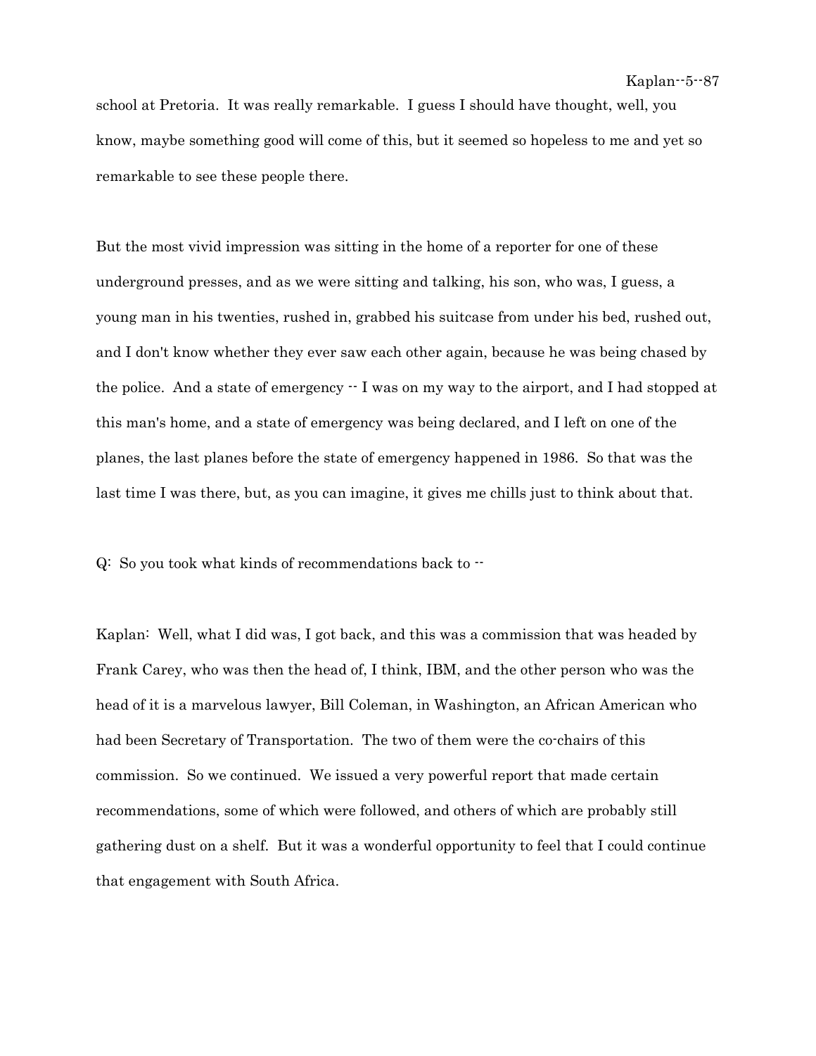school at Pretoria. It was really remarkable. I guess I should have thought, well, you know, maybe something good will come of this, but it seemed so hopeless to me and yet so remarkable to see these people there.

But the most vivid impression was sitting in the home of a reporter for one of these underground presses, and as we were sitting and talking, his son, who was, I guess, a young man in his twenties, rushed in, grabbed his suitcase from under his bed, rushed out, and I don't know whether they ever saw each other again, because he was being chased by the police. And a state of emergency -- I was on my way to the airport, and I had stopped at this man's home, and a state of emergency was being declared, and I left on one of the planes, the last planes before the state of emergency happened in 1986. So that was the last time I was there, but, as you can imagine, it gives me chills just to think about that.

Q: So you took what kinds of recommendations back to --

Kaplan: Well, what I did was, I got back, and this was a commission that was headed by Frank Carey, who was then the head of, I think, IBM, and the other person who was the head of it is a marvelous lawyer, Bill Coleman, in Washington, an African American who had been Secretary of Transportation. The two of them were the co-chairs of this commission. So we continued. We issued a very powerful report that made certain recommendations, some of which were followed, and others of which are probably still gathering dust on a shelf. But it was a wonderful opportunity to feel that I could continue that engagement with South Africa.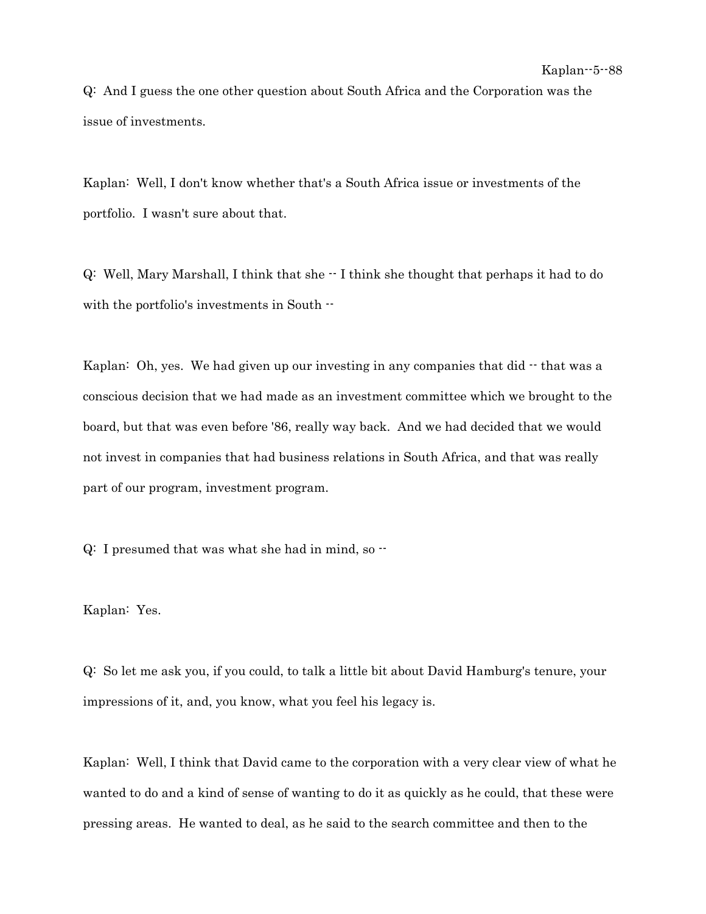Q: And I guess the one other question about South Africa and the Corporation was the issue of investments.

Kaplan: Well, I don't know whether that's a South Africa issue or investments of the portfolio. I wasn't sure about that.

Q: Well, Mary Marshall, I think that she -- I think she thought that perhaps it had to do with the portfolio's investments in South --

Kaplan: Oh, yes. We had given up our investing in any companies that did -- that was a conscious decision that we had made as an investment committee which we brought to the board, but that was even before '86, really way back. And we had decided that we would not invest in companies that had business relations in South Africa, and that was really part of our program, investment program.

Q: I presumed that was what she had in mind, so --

Kaplan: Yes.

Q: So let me ask you, if you could, to talk a little bit about David Hamburg's tenure, your impressions of it, and, you know, what you feel his legacy is.

Kaplan: Well, I think that David came to the corporation with a very clear view of what he wanted to do and a kind of sense of wanting to do it as quickly as he could, that these were pressing areas. He wanted to deal, as he said to the search committee and then to the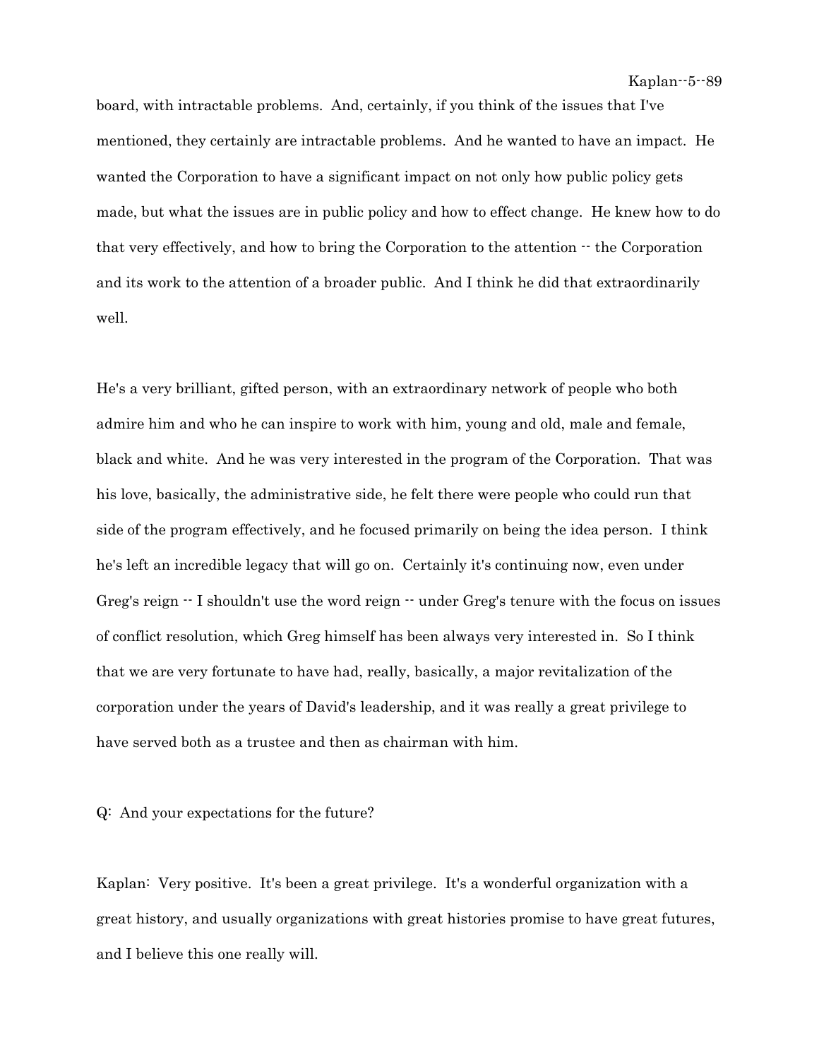board, with intractable problems. And, certainly, if you think of the issues that I've mentioned, they certainly are intractable problems. And he wanted to have an impact. He wanted the Corporation to have a significant impact on not only how public policy gets made, but what the issues are in public policy and how to effect change. He knew how to do that very effectively, and how to bring the Corporation to the attention -- the Corporation and its work to the attention of a broader public. And I think he did that extraordinarily well.

He's a very brilliant, gifted person, with an extraordinary network of people who both admire him and who he can inspire to work with him, young and old, male and female, black and white. And he was very interested in the program of the Corporation. That was his love, basically, the administrative side, he felt there were people who could run that side of the program effectively, and he focused primarily on being the idea person. I think he's left an incredible legacy that will go on. Certainly it's continuing now, even under Greg's reign -- I shouldn't use the word reign -- under Greg's tenure with the focus on issues of conflict resolution, which Greg himself has been always very interested in. So I think that we are very fortunate to have had, really, basically, a major revitalization of the corporation under the years of David's leadership, and it was really a great privilege to have served both as a trustee and then as chairman with him.

Q: And your expectations for the future?

Kaplan: Very positive. It's been a great privilege. It's a wonderful organization with a great history, and usually organizations with great histories promise to have great futures, and I believe this one really will.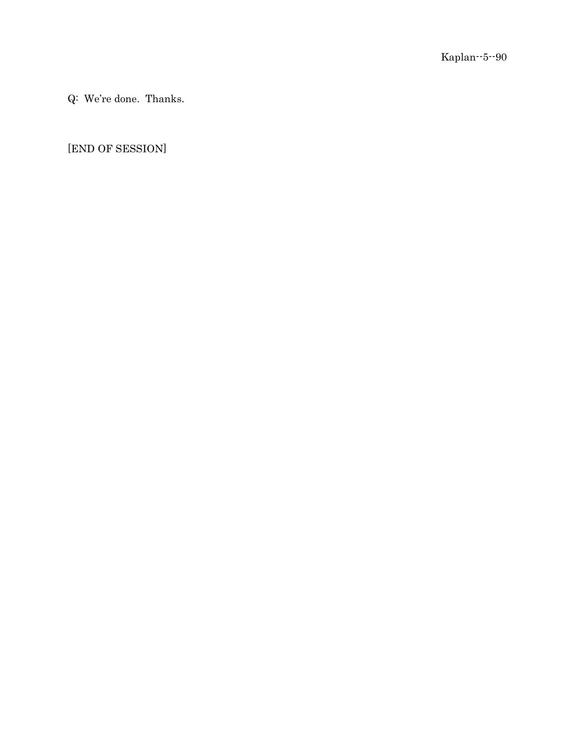Q: We're done. Thanks.

[END OF SESSION]